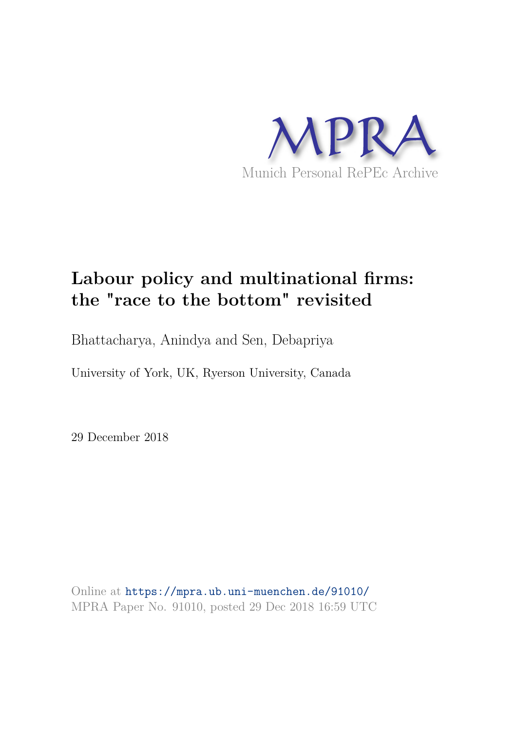MPRA

Munich Personal RePEc Archive

# Labour policy and multinational firms: the "race to the bottom" revisited

Bhattacharya, Anindya and Sen, Debapriya

University of York, UK, Ryerson University, Canada

29 December 2018

Online at https://mpra.ub.uni-muenchen.de/91010/
MPRA Paper No. 91010, posted 29 Dec 2018 16:59 UTC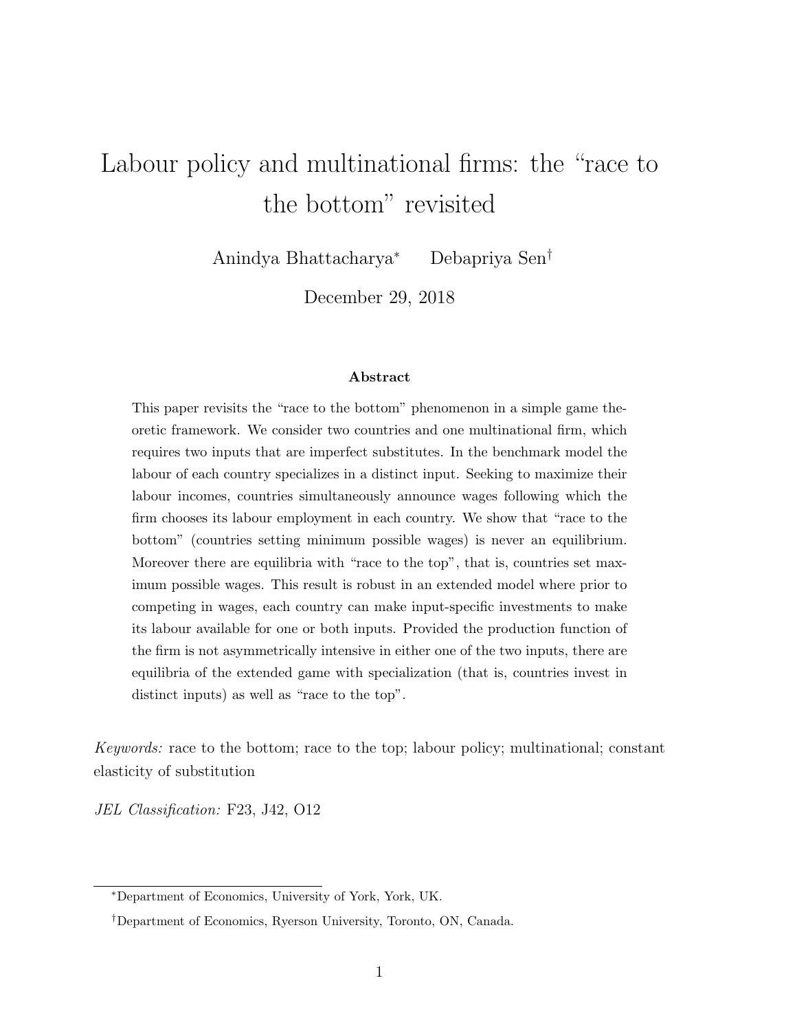# Labour policy and multinational firms: the "race to the bottom" revisited

Anindya Bhattacharya[*] Debapriya Sen[†]

December 29, 2018

### Abstract

This paper revisits the "race to the bottom" phenomenon in a simple game theoretic framework. We consider two countries and one multinational firm, which requires two inputs that are imperfect substitutes. In the benchmark model the labour of each country specializes in a distinct input. Seeking to maximize their labour incomes, countries simultaneously announce wages following which the firm chooses its labour employment in each country. We show that "race to the bottom" (countries setting minimum possible wages) is never an equilibrium. Moreover there are equilibria with "race to the top", that is, countries set maximum possible wages. This result is robust in an extended model where prior to competing in wages, each country can make input-specific investments to make its labour available for one or both inputs. Provided the production function of the firm is not asymmetrically intensive in either one of the two inputs, there are equilibria of the extended game with specialization (that is, countries invest in distinct inputs) as well as "race to the top".

*Keywords:* race to the bottom; race to the top; labour policy; multinational; constant elasticity of substitution

*JEL Classification:* F23, J42, O12

[*] Department of Economics, University of York, York, UK.

[†] Department of Economics, Ryerson University, Toronto, ON, Canada.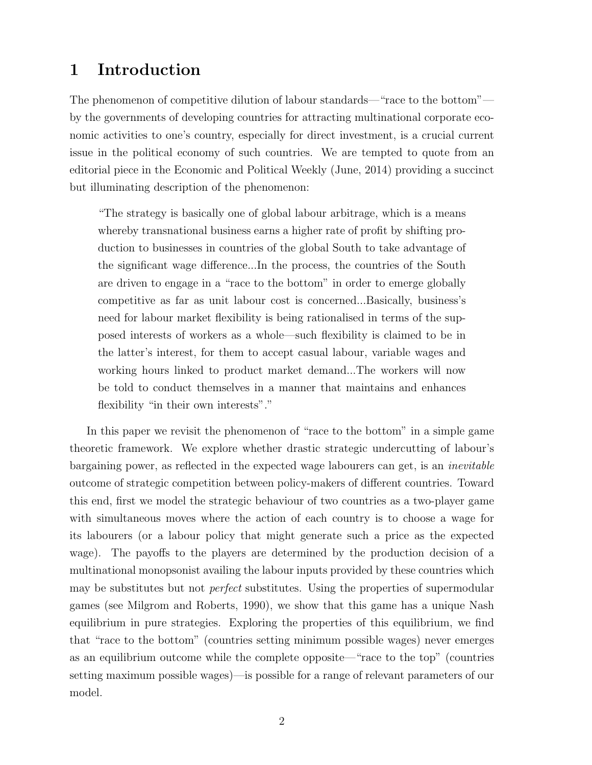# 1 Introduction

The phenomenon of competitive dilution of labour standards—"race to the bottom"—by the governments of developing countries for attracting multinational corporate economic activities to one's country, especially for direct investment, is a crucial current issue in the political economy of such countries. We are tempted to quote from an editorial piece in the Economic and Political Weekly (June, 2014) providing a succinct but illuminating description of the phenomenon:

> "The strategy is basically one of global labour arbitrage, which is a means whereby transnational business earns a higher rate of profit by shifting production to businesses in countries of the global South to take advantage of the significant wage difference...In the process, the countries of the South are driven to engage in a "race to the bottom" in order to emerge globally competitive as far as unit labour cost is concerned...Basically, business's need for labour market flexibility is being rationalised in terms of the supposed interests of workers as a whole—such flexibility is claimed to be in the latter's interest, for them to accept casual labour, variable wages and working hours linked to product market demand...The workers will now be told to conduct themselves in a manner that maintains and enhances flexibility "in their own interests"."

In this paper we revisit the phenomenon of "race to the bottom" in a simple game theoretic framework. We explore whether drastic strategic undercutting of labour's bargaining power, as reflected in the expected wage labourers can get, is an *inevitable* outcome of strategic competition between policy-makers of different countries. Toward this end, first we model the strategic behaviour of two countries as a two-player game with simultaneous moves where the action of each country is to choose a wage for its labourers (or a labour policy that might generate such a price as the expected wage). The payoffs to the players are determined by the production decision of a multinational monopsonist availing the labour inputs provided by these countries which may be substitutes but not *perfect* substitutes. Using the properties of supermodular games (see Milgrom and Roberts, 1990), we show that this game has a unique Nash equilibrium in pure strategies. Exploring the properties of this equilibrium, we find that "race to the bottom" (countries setting minimum possible wages) never emerges as an equilibrium outcome while the complete opposite—"race to the top" (countries setting maximum possible wages)—is possible for a range of relevant parameters of our model.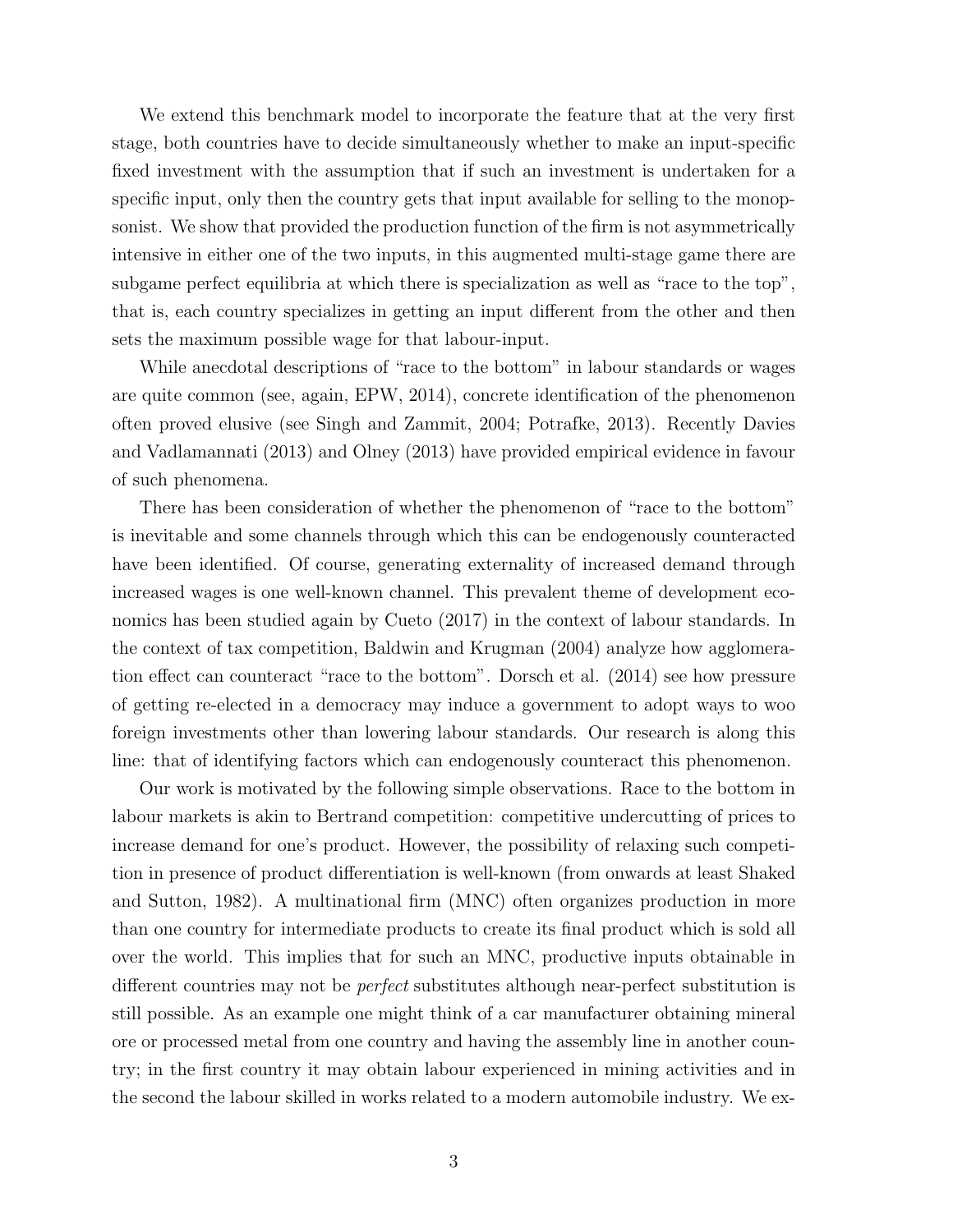We extend this benchmark model to incorporate the feature that at the very first stage, both countries have to decide simultaneously whether to make an input-specific fixed investment with the assumption that if such an investment is undertaken for a specific input, only then the country gets that input available for selling to the monopsonist. We show that provided the production function of the firm is not asymmetrically intensive in either one of the two inputs, in this augmented multi-stage game there are subgame perfect equilibria at which there is specialization as well as "race to the top", that is, each country specializes in getting an input different from the other and then sets the maximum possible wage for that labour-input.

While anecdotal descriptions of "race to the bottom" in labour standards or wages are quite common (see, again, EPW, 2014), concrete identification of the phenomenon often proved elusive (see Singh and Zammit, 2004; Potrafke, 2013). Recently Davies and Vadlamannati (2013) and Olney (2013) have provided empirical evidence in favour of such phenomena.

There has been consideration of whether the phenomenon of "race to the bottom" is inevitable and some channels through which this can be endogenously counteracted have been identified. Of course, generating externality of increased demand through increased wages is one well-known channel. This prevalent theme of development economics has been studied again by Cueto (2017) in the context of labour standards. In the context of tax competition, Baldwin and Krugman (2004) analyze how agglomeration effect can counteract "race to the bottom". Dorsch et al. (2014) see how pressure of getting re-elected in a democracy may induce a government to adopt ways to woo foreign investments other than lowering labour standards. Our research is along this line: that of identifying factors which can endogenously counteract this phenomenon.

Our work is motivated by the following simple observations. Race to the bottom in labour markets is akin to Bertrand competition: competitive undercutting of prices to increase demand for one's product. However, the possibility of relaxing such competition in presence of product differentiation is well-known (from onwards at least Shaked and Sutton, 1982). A multinational firm (MNC) often organizes production in more than one country for intermediate products to create its final product which is sold all over the world. This implies that for such an MNC, productive inputs obtainable in different countries may not be *perfect* substitutes although near-perfect substitution is still possible. As an example one might think of a car manufacturer obtaining mineral ore or processed metal from one country and having the assembly line in another country; in the first country it may obtain labour experienced in mining activities and in the second the labour skilled in works related to a modern automobile industry. We ex-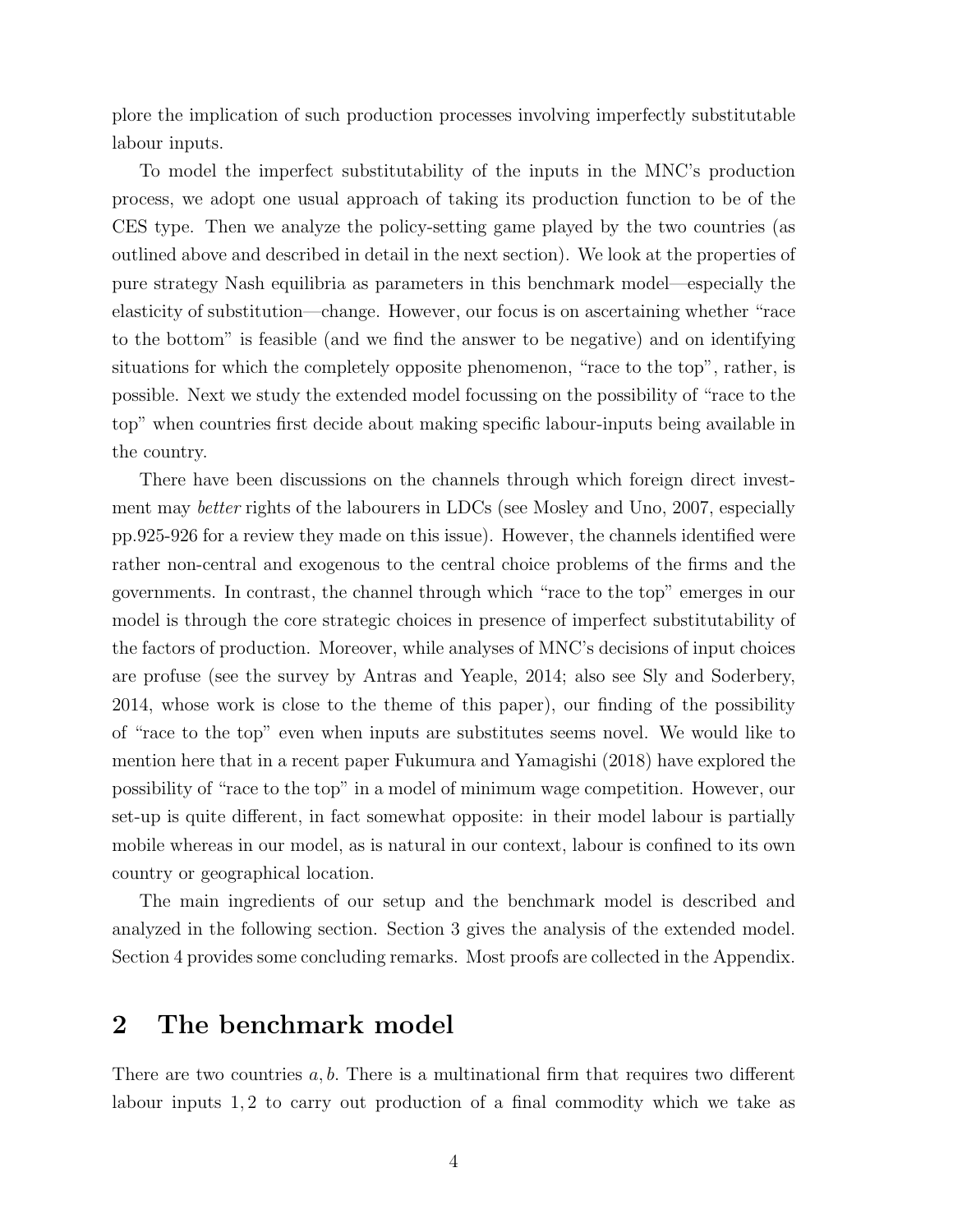plore the implication of such production processes involving imperfectly substitutable labour inputs.

To model the imperfect substitutability of the inputs in the MNC's production process, we adopt one usual approach of taking its production function to be of the CES type. Then we analyze the policy-setting game played by the two countries (as outlined above and described in detail in the next section). We look at the properties of pure strategy Nash equilibria as parameters in this benchmark model—especially the elasticity of substitution—change. However, our focus is on ascertaining whether "race to the bottom" is feasible (and we find the answer to be negative) and on identifying situations for which the completely opposite phenomenon, "race to the top", rather, is possible. Next we study the extended model focussing on the possibility of "race to the top" when countries first decide about making specific labour-inputs being available in the country.

There have been discussions on the channels through which foreign direct investment may *better* rights of the labourers in LDCs (see Mosley and Uno, 2007, especially pp.925-926 for a review they made on this issue). However, the channels identified were rather non-central and exogenous to the central choice problems of the firms and the governments. In contrast, the channel through which "race to the top" emerges in our model is through the core strategic choices in presence of imperfect substitutability of the factors of production. Moreover, while analyses of MNC's decisions of input choices are profuse (see the survey by Antras and Yeaple, 2014; also see Sly and Soderbery, 2014, whose work is close to the theme of this paper), our finding of the possibility of "race to the top" even when inputs are substitutes seems novel. We would like to mention here that in a recent paper Fukumura and Yamagishi (2018) have explored the possibility of "race to the top" in a model of minimum wage competition. However, our set-up is quite different, in fact somewhat opposite: in their model labour is partially mobile whereas in our model, as is natural in our context, labour is confined to its own country or geographical location.

The main ingredients of our setup and the benchmark model is described and analyzed in the following section. Section 3 gives the analysis of the extended model. Section 4 provides some concluding remarks. Most proofs are collected in the Appendix.

## 2 The benchmark model

There are two countries $a, b$. There is a multinational firm that requires two different labour inputs $1, 2$ to carry out production of a final commodity which we take as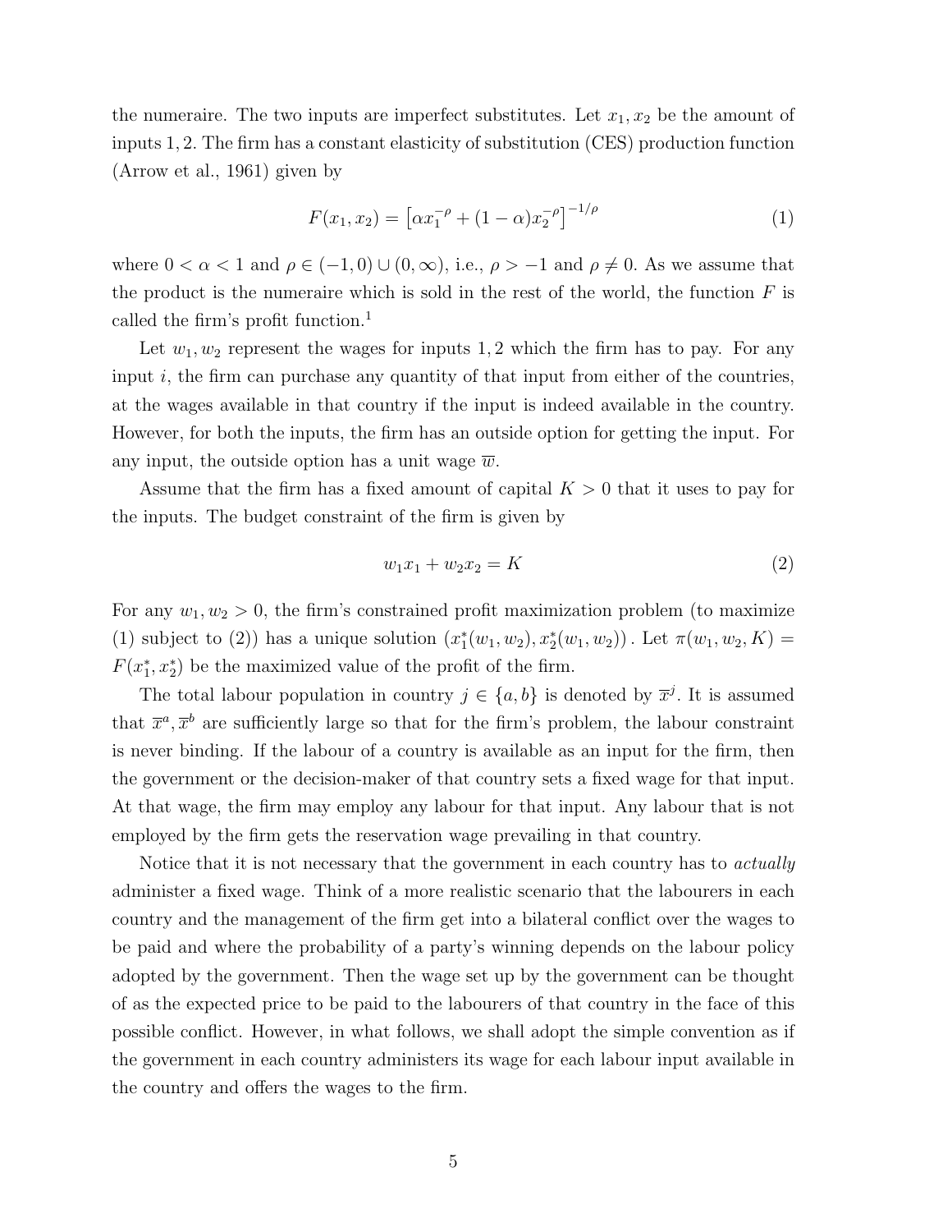the numeraire. The two inputs are imperfect substitutes. Let $x_1, x_2$ be the amount of inputs $1, 2$. The firm has a constant elasticity of substitution (CES) production function (Arrow et al., 1961) given by

$$F(x_1, x_2) = \left[\alpha x_1^{-\rho} + (1-\alpha)x_2^{-\rho}\right]^{-1/\rho} \tag{1}$$

where $0 < \alpha < 1$ and $\rho \in (-1, 0) \cup (0, \infty)$, i.e., $\rho > -1$ and $\rho \neq 0$. As we assume that the product is the numeraire which is sold in the rest of the world, the function $F$ is called the firm's profit function.[1]

Let $w_1, w_2$ represent the wages for inputs $1, 2$ which the firm has to pay. For any input $i$, the firm can purchase any quantity of that input from either of the countries, at the wages available in that country if the input is indeed available in the country. However, for both the inputs, the firm has an outside option for getting the input. For any input, the outside option has a unit wage $\overline{w}$.

Assume that the firm has a fixed amount of capital $K > 0$ that it uses to pay for the inputs. The budget constraint of the firm is given by

$$w_1 x_1 + w_2 x_2 = K \tag{2}$$

For any $w_1, w_2 > 0$, the firm's constrained profit maximization problem (to maximize (1) subject to (2)) has a unique solution $(x_1^*(w_1, w_2), x_2^*(w_1, w_2))$. Let $\pi(w_1, w_2, K) = F(x_1^*, x_2^*)$ be the maximized value of the profit of the firm.

The total labour population in country $j \in \{a, b\}$ is denoted by $\overline{x}^j$. It is assumed that $\overline{x}^a, \overline{x}^b$ are sufficiently large so that for the firm's problem, the labour constraint is never binding. If the labour of a country is available as an input for the firm, then the government or the decision-maker of that country sets a fixed wage for that input. At that wage, the firm may employ any labour for that input. Any labour that is not employed by the firm gets the reservation wage prevailing in that country.

Notice that it is not necessary that the government in each country has to *actually* administer a fixed wage. Think of a more realistic scenario that the labourers in each country and the management of the firm get into a bilateral conflict over the wages to be paid and where the probability of a party's winning depends on the labour policy adopted by the government. Then the wage set up by the government can be thought of as the expected price to be paid to the labourers of that country in the face of this possible conflict. However, in what follows, we shall adopt the simple convention as if the government in each country administers its wage for each labour input available in the country and offers the wages to the firm.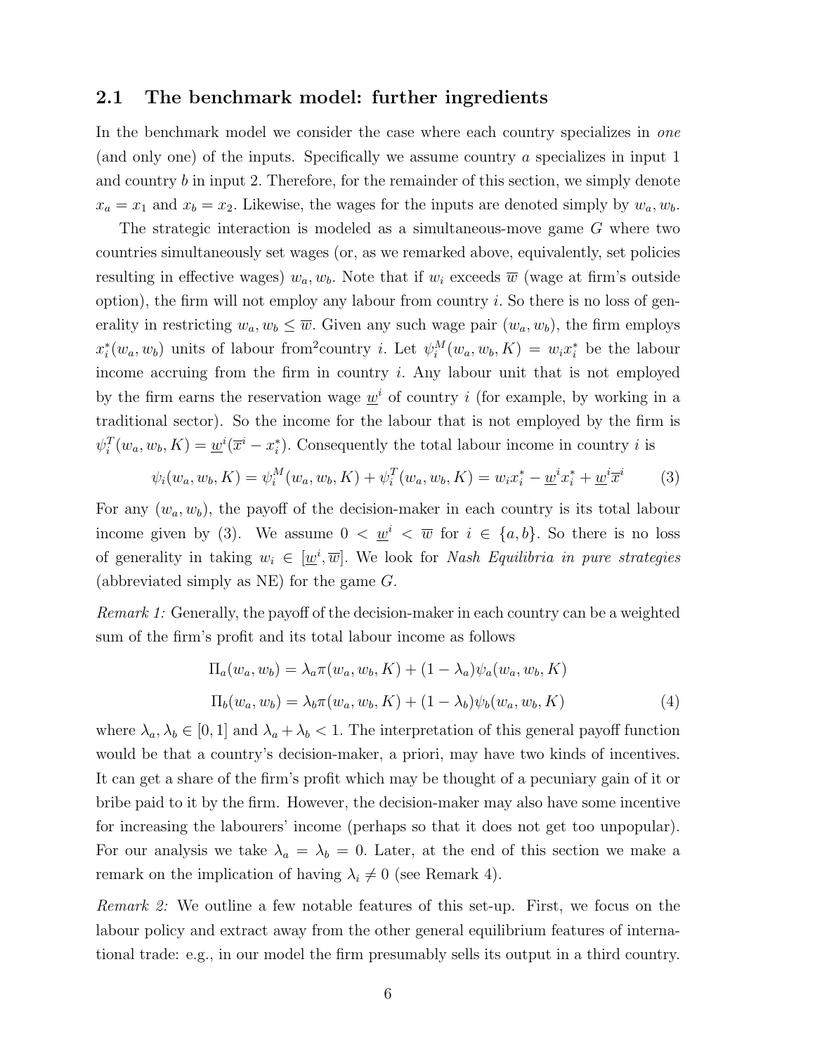## 2.1 The benchmark model: further ingredients

In the benchmark model we consider the case where each country specializes in *one* (and only one) of the inputs. Specifically we assume country $a$ specializes in input 1 and country $b$ in input 2. Therefore, for the remainder of this section, we simply denote $x_a = x_1$ and $x_b = x_2$. Likewise, the wages for the inputs are denoted simply by $w_a, w_b$.

The strategic interaction is modeled as a simultaneous-move game $G$ where two countries simultaneously set wages (or, as we remarked above, equivalently, set policies resulting in effective wages) $w_a, w_b$. Note that if $w_i$ exceeds $\overline{w}$ (wage at firm's outside option), the firm will not employ any labour from country $i$. So there is no loss of generality in restricting $w_a, w_b \leq \overline{w}$. Given any such wage pair $(w_a, w_b)$, the firm employs $x_i^*(w_a, w_b)$ units of labour from[2]country $i$. Let $\psi_i^M(w_a, w_b, K) = w_i x_i^*$ be the labour income accruing from the firm in country $i$. Any labour unit that is not employed by the firm earns the reservation wage $\underline{w}^i$ of country $i$ (for example, by working in a traditional sector). So the income for the labour that is not employed by the firm is $\psi_i^T(w_a, w_b, K) = \underline{w}^i(\overline{x}^i - x_i^*)$. Consequently the total labour income in country $i$ is

$$\psi_i(w_a, w_b, K) = \psi_i^M(w_a, w_b, K) + \psi_i^T(w_a, w_b, K) = w_i x_i^* - \underline{w}^i x_i^* + \underline{w}^i \overline{x}^i \tag{3}$$

For any $(w_a, w_b)$, the payoff of the decision-maker in each country is its total labour income given by (3). We assume $0 < \underline{w}^i < \overline{w}$ for $i \in \{a, b\}$. So there is no loss of generality in taking $w_i \in [\underline{w}^i, \overline{w}]$. We look for *Nash Equilibria in pure strategies* (abbreviated simply as NE) for the game $G$.

*Remark 1:* Generally, the payoff of the decision-maker in each country can be a weighted sum of the firm's profit and its total labour income as follows

$$\Pi_a(w_a, w_b) = \lambda_a \pi(w_a, w_b, K) + (1 - \lambda_a)\psi_a(w_a, w_b, K)$$
$$\Pi_b(w_a, w_b) = \lambda_b \pi(w_a, w_b, K) + (1 - \lambda_b)\psi_b(w_a, w_b, K) \tag{4}$$

where $\lambda_a, \lambda_b \in [0, 1]$ and $\lambda_a + \lambda_b < 1$. The interpretation of this general payoff function would be that a country's decision-maker, a priori, may have two kinds of incentives. It can get a share of the firm's profit which may be thought of a pecuniary gain of it or bribe paid to it by the firm. However, the decision-maker may also have some incentive for increasing the labourers' income (perhaps so that it does not get too unpopular). For our analysis we take $\lambda_a = \lambda_b = 0$. Later, at the end of this section we make a remark on the implication of having $\lambda_i \neq 0$ (see Remark 4).

*Remark 2:* We outline a few notable features of this set-up. First, we focus on the labour policy and extract away from the other general equilibrium features of international trade: e.g., in our model the firm presumably sells its output in a third country.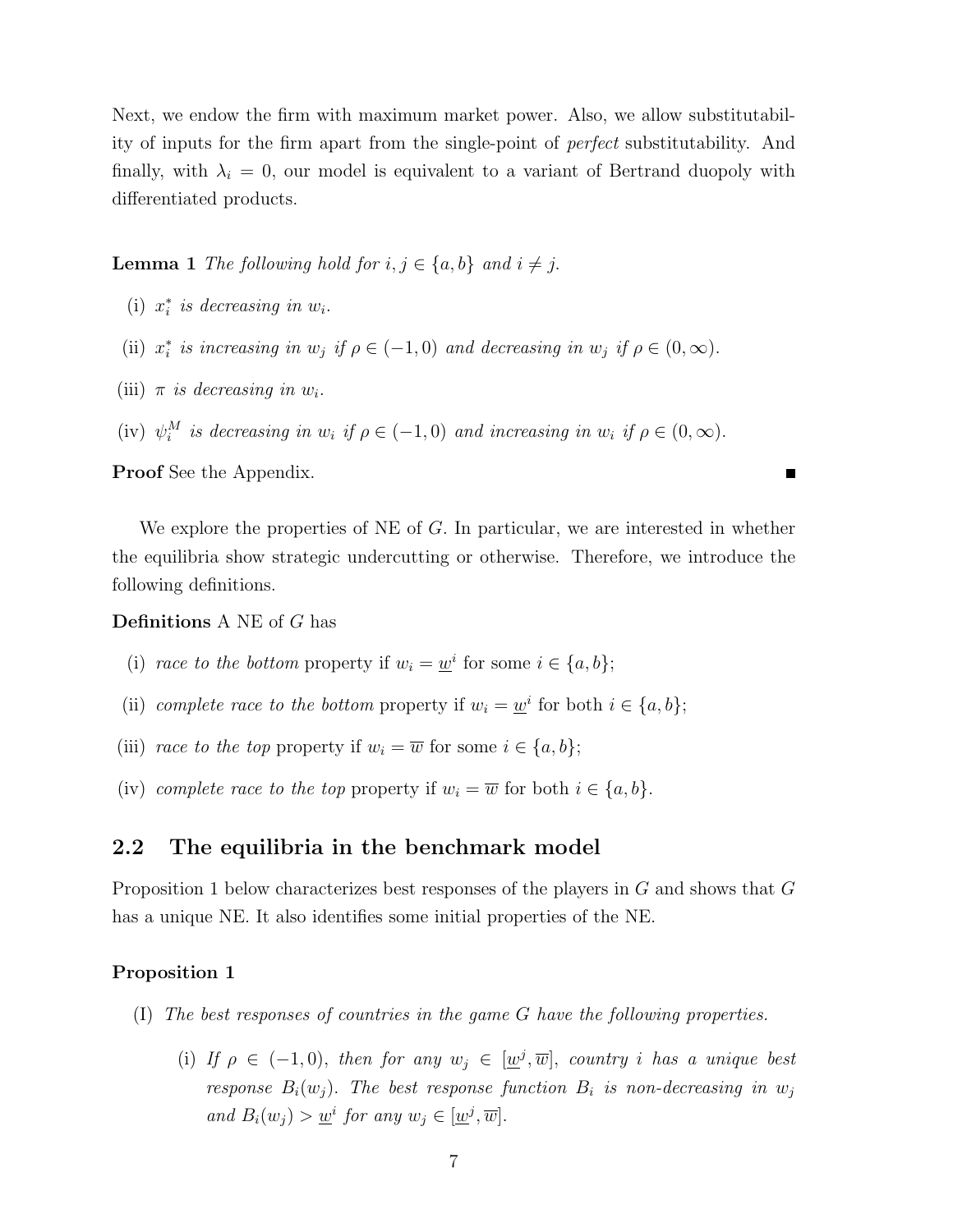Next, we endow the firm with maximum market power. Also, we allow substitutability of inputs for the firm apart from the single-point of *perfect* substitutability. And finally, with $\lambda_i = 0$, our model is equivalent to a variant of Bertrand duopoly with differentiated products.

**Lemma 1** *The following hold for $i, j \in \{a, b\}$ and $i \neq j$.*

(i) *$x_i^*$ is decreasing in $w_i$.*

(ii) *$x_i^*$ is increasing in $w_j$ if $\rho \in (-1, 0)$ and decreasing in $w_j$ if $\rho \in (0, \infty)$.*

(iii) *$\pi$ is decreasing in $w_i$.*

(iv) *$\psi_i^M$ is decreasing in $w_i$ if $\rho \in (-1, 0)$ and increasing in $w_i$ if $\rho \in (0, \infty)$.*

**Proof** See the Appendix. ∎

We explore the properties of NE of $G$. In particular, we are interested in whether the equilibria show strategic undercutting or otherwise. Therefore, we introduce the following definitions.

**Definitions** A NE of $G$ has

(i) *race to the bottom* property if $w_i = \underline{w}^i$ for some $i \in \{a, b\}$;

(ii) *complete race to the bottom* property if $w_i = \underline{w}^i$ for both $i \in \{a, b\}$;

(iii) *race to the top* property if $w_i = \overline{w}$ for some $i \in \{a, b\}$;

(iv) *complete race to the top* property if $w_i = \overline{w}$ for both $i \in \{a, b\}$.

## 2.2 The equilibria in the benchmark model

Proposition 1 below characterizes best responses of the players in $G$ and shows that $G$ has a unique NE. It also identifies some initial properties of the NE.

**Proposition 1**

(I) *The best responses of countries in the game $G$ have the following properties.*

(i) *If $\rho \in (-1, 0)$, then for any $w_j \in [\underline{w}^j, \overline{w}]$, country $i$ has a unique best response $B_i(w_j)$. The best response function $B_i$ is non-decreasing in $w_j$ and $B_i(w_j) > \underline{w}^i$ for any $w_j \in [\underline{w}^j, \overline{w}]$.*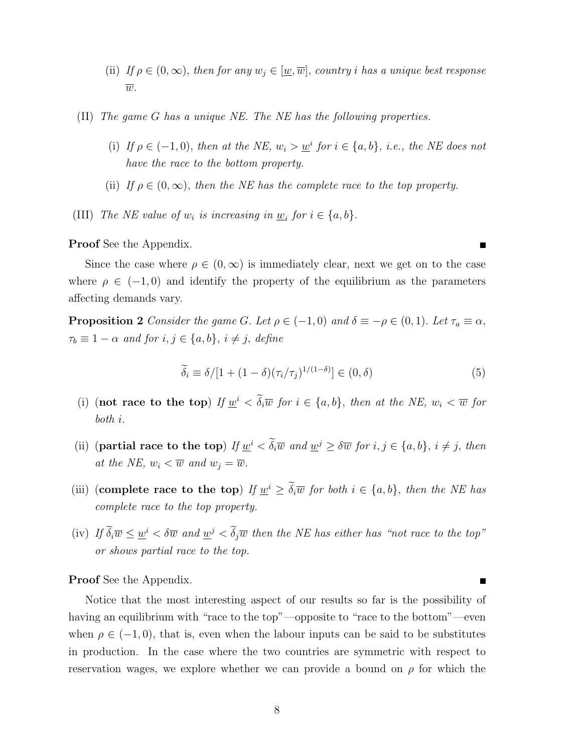(ii) *If $\rho \in (0, \infty)$, then for any $w_j \in [\underline{w}, \overline{w}]$, country $i$ has a unique best response $\overline{w}$.*

(II) *The game $G$ has a unique NE. The NE has the following properties.*

(i) *If $\rho \in (-1, 0)$, then at the NE, $w_i > \underline{w}^i$ for $i \in \{a, b\}$, i.e., the NE does not have the race to the bottom property.*

(ii) *If $\rho \in (0, \infty)$, then the NE has the complete race to the top property.*

(III) *The NE value of $w_i$ is increasing in $\underline{w}_i$ for $i \in \{a, b\}$.*

**Proof** See the Appendix. ■

Since the case where $\rho \in (0, \infty)$ is immediately clear, next we get on to the case where $\rho \in (-1, 0)$ and identify the property of the equilibrium as the parameters affecting demands vary.

**Proposition 2** *Consider the game $G$. Let $\rho \in (-1, 0)$ and $\delta \equiv -\rho \in (0, 1)$. Let $\tau_a \equiv \alpha$, $\tau_b \equiv 1 - \alpha$ and for $i, j \in \{a, b\}$, $i \neq j$, define*

$$\widetilde{\delta}_i \equiv \delta / [1 + (1 - \delta)(\tau_i / \tau_j)^{1/(1-\delta)}] \in (0, \delta) \tag{5}$$

(i) (**not race to the top**) *If $\underline{w}^i < \widetilde{\delta}_i \overline{w}$ for $i \in \{a, b\}$, then at the NE, $w_i < \overline{w}$ for both $i$.*

(ii) (**partial race to the top**) *If $\underline{w}^i < \widetilde{\delta}_i \overline{w}$ and $\underline{w}^j \geq \delta \overline{w}$ for $i, j \in \{a, b\}$, $i \neq j$, then at the NE, $w_i < \overline{w}$ and $w_j = \overline{w}$.*

(iii) (**complete race to the top**) *If $\underline{w}^i \geq \widetilde{\delta}_i \overline{w}$ for both $i \in \{a, b\}$, then the NE has complete race to the top property.*

(iv) *If $\widetilde{\delta}_i \overline{w} \leq \underline{w}^i < \delta \overline{w}$ and $\underline{w}^j < \widetilde{\delta}_j \overline{w}$ then the NE has either has "not race to the top" or shows partial race to the top.*

**Proof** See the Appendix. ■

Notice that the most interesting aspect of our results so far is the possibility of having an equilibrium with "race to the top"—opposite to "race to the bottom"—even when $\rho \in (-1, 0)$, that is, even when the labour inputs can be said to be substitutes in production. In the case where the two countries are symmetric with respect to reservation wages, we explore whether we can provide a bound on $\rho$ for which the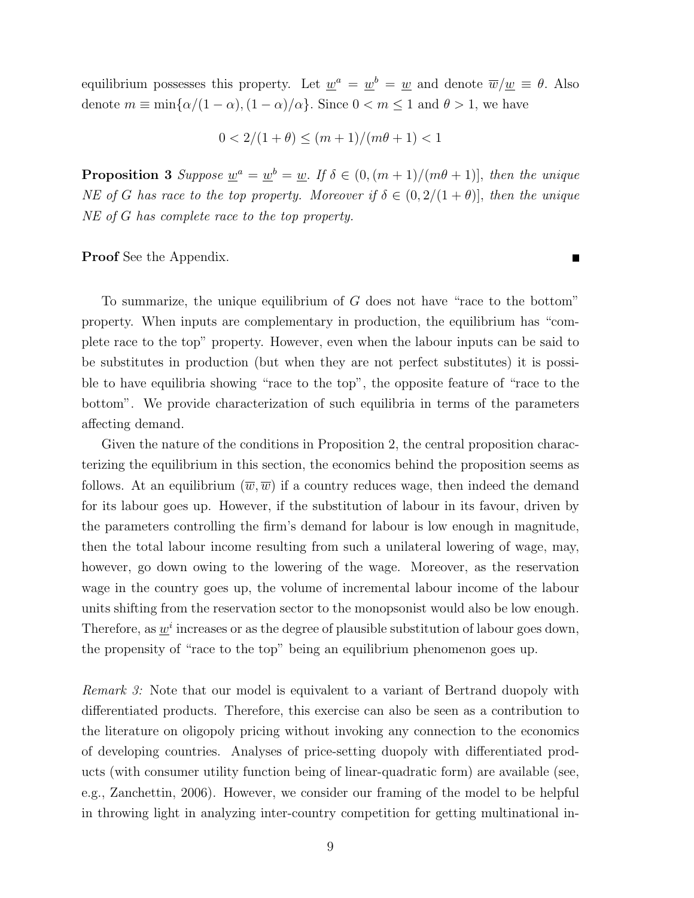equilibrium possesses this property. Let $\underline{w}^a = \underline{w}^b = \underline{w}$ and denote $\overline{w}/\underline{w} \equiv \theta$. Also denote $m \equiv \min\{\alpha/(1-\alpha), (1-\alpha)/\alpha\}$. Since $0 < m \leq 1$ and $\theta > 1$, we have

$$0 < 2/(1+\theta) \leq (m+1)/(m\theta+1) < 1$$

**Proposition 3** *Suppose $\underline{w}^a = \underline{w}^b = \underline{w}$. If $\delta \in (0, (m+1)/(m\theta+1)]$, then the unique NE of G has race to the top property. Moreover if $\delta \in (0, 2/(1+\theta)]$, then the unique NE of G has complete race to the top property.*

**Proof** See the Appendix. ∎

To summarize, the unique equilibrium of $G$ does not have "race to the bottom" property. When inputs are complementary in production, the equilibrium has "complete race to the top" property. However, even when the labour inputs can be said to be substitutes in production (but when they are not perfect substitutes) it is possible to have equilibria showing "race to the top", the opposite feature of "race to the bottom". We provide characterization of such equilibria in terms of the parameters affecting demand.

Given the nature of the conditions in Proposition 2, the central proposition characterizing the equilibrium in this section, the economics behind the proposition seems as follows. At an equilibrium $(\overline{w}, \overline{w})$ if a country reduces wage, then indeed the demand for its labour goes up. However, if the substitution of labour in its favour, driven by the parameters controlling the firm's demand for labour is low enough in magnitude, then the total labour income resulting from such a unilateral lowering of wage, may, however, go down owing to the lowering of the wage. Moreover, as the reservation wage in the country goes up, the volume of incremental labour income of the labour units shifting from the reservation sector to the monopsonist would also be low enough. Therefore, as $\underline{w}^i$ increases or as the degree of plausible substitution of labour goes down, the propensity of "race to the top" being an equilibrium phenomenon goes up.

*Remark 3:* Note that our model is equivalent to a variant of Bertrand duopoly with differentiated products. Therefore, this exercise can also be seen as a contribution to the literature on oligopoly pricing without invoking any connection to the economics of developing countries. Analyses of price-setting duopoly with differentiated products (with consumer utility function being of linear-quadratic form) are available (see, e.g., Zanchettin, 2006). However, we consider our framing of the model to be helpful in throwing light in analyzing inter-country competition for getting multinational in-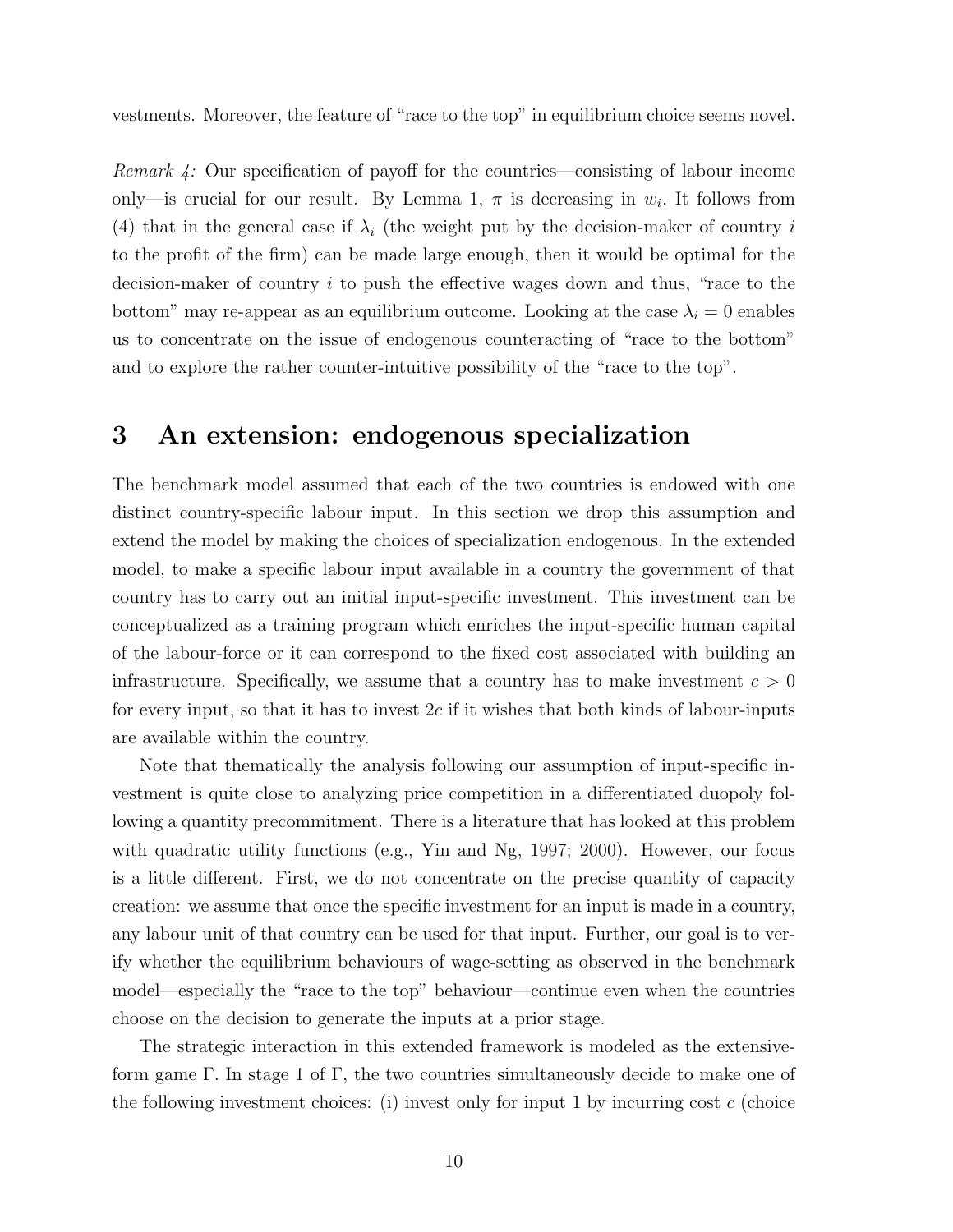vestments. Moreover, the feature of "race to the top" in equilibrium choice seems novel.

*Remark 4:* Our specification of payoff for the countries—consisting of labour income only—is crucial for our result. By Lemma 1, $\pi$ is decreasing in $w_i$. It follows from (4) that in the general case if $\lambda_i$ (the weight put by the decision-maker of country $i$ to the profit of the firm) can be made large enough, then it would be optimal for the decision-maker of country $i$ to push the effective wages down and thus, "race to the bottom" may re-appear as an equilibrium outcome. Looking at the case $\lambda_i = 0$ enables us to concentrate on the issue of endogenous counteracting of "race to the bottom" and to explore the rather counter-intuitive possibility of the "race to the top".

# 3 An extension: endogenous specialization

The benchmark model assumed that each of the two countries is endowed with one distinct country-specific labour input. In this section we drop this assumption and extend the model by making the choices of specialization endogenous. In the extended model, to make a specific labour input available in a country the government of that country has to carry out an initial input-specific investment. This investment can be conceptualized as a training program which enriches the input-specific human capital of the labour-force or it can correspond to the fixed cost associated with building an infrastructure. Specifically, we assume that a country has to make investment $c > 0$ for every input, so that it has to invest $2c$ if it wishes that both kinds of labour-inputs are available within the country.

Note that thematically the analysis following our assumption of input-specific investment is quite close to analyzing price competition in a differentiated duopoly following a quantity precommitment. There is a literature that has looked at this problem with quadratic utility functions (e.g., Yin and Ng, 1997; 2000). However, our focus is a little different. First, we do not concentrate on the precise quantity of capacity creation: we assume that once the specific investment for an input is made in a country, any labour unit of that country can be used for that input. Further, our goal is to verify whether the equilibrium behaviours of wage-setting as observed in the benchmark model—especially the "race to the top" behaviour—continue even when the countries choose on the decision to generate the inputs at a prior stage.

The strategic interaction in this extended framework is modeled as the extensive-form game $\Gamma$. In stage 1 of $\Gamma$, the two countries simultaneously decide to make one of the following investment choices: (i) invest only for input 1 by incurring cost $c$ (choice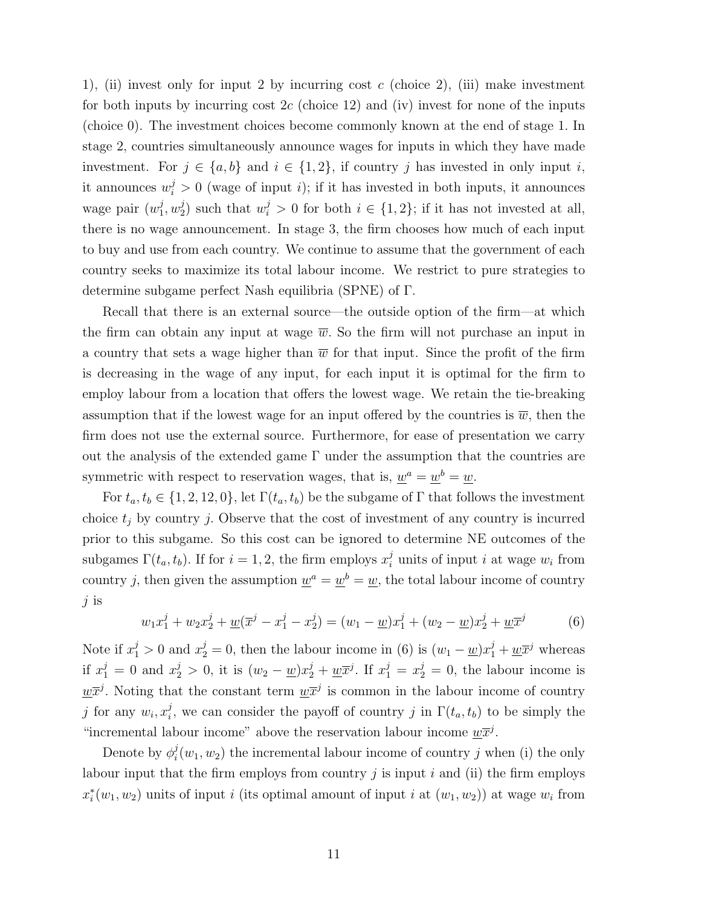1), (ii) invest only for input 2 by incurring cost $c$ (choice 2), (iii) make investment for both inputs by incurring cost $2c$ (choice 12) and (iv) invest for none of the inputs (choice 0). The investment choices become commonly known at the end of stage 1. In stage 2, countries simultaneously announce wages for inputs in which they have made investment. For $j \in \{a, b\}$ and $i \in \{1, 2\}$, if country $j$ has invested in only input $i$, it announces $w_i^j > 0$ (wage of input $i$); if it has invested in both inputs, it announces wage pair $(w_1^j, w_2^j)$ such that $w_i^j > 0$ for both $i \in \{1, 2\}$; if it has not invested at all, there is no wage announcement. In stage 3, the firm chooses how much of each input to buy and use from each country. We continue to assume that the government of each country seeks to maximize its total labour income. We restrict to pure strategies to determine subgame perfect Nash equilibria (SPNE) of $\Gamma$.

Recall that there is an external source—the outside option of the firm—at which the firm can obtain any input at wage $\overline{w}$. So the firm will not purchase an input in a country that sets a wage higher than $\overline{w}$ for that input. Since the profit of the firm is decreasing in the wage of any input, for each input it is optimal for the firm to employ labour from a location that offers the lowest wage. We retain the tie-breaking assumption that if the lowest wage for an input offered by the countries is $\overline{w}$, then the firm does not use the external source. Furthermore, for ease of presentation we carry out the analysis of the extended game $\Gamma$ under the assumption that the countries are symmetric with respect to reservation wages, that is, $\underline{w}^a = \underline{w}^b = \underline{w}$.

For $t_a, t_b \in \{1, 2, 12, 0\}$, let $\Gamma(t_a, t_b)$ be the subgame of $\Gamma$ that follows the investment choice $t_j$ by country $j$. Observe that the cost of investment of any country is incurred prior to this subgame. So this cost can be ignored to determine NE outcomes of the subgames $\Gamma(t_a, t_b)$. If for $i = 1, 2$, the firm employs $x_i^j$ units of input $i$ at wage $w_i$ from country $j$, then given the assumption $\underline{w}^a = \underline{w}^b = \underline{w}$, the total labour income of country $j$ is

$$w_1 x_1^j + w_2 x_2^j + \underline{w}(\overline{x}^j - x_1^j - x_2^j) = (w_1 - \underline{w})x_1^j + (w_2 - \underline{w})x_2^j + \underline{w}\overline{x}^j \tag{6}$$

Note if $x_1^j > 0$ and $x_2^j = 0$, then the labour income in (6) is $(w_1 - \underline{w})x_1^j + \underline{w}\overline{x}^j$ whereas if $x_1^j = 0$ and $x_2^j > 0$, it is $(w_2 - \underline{w})x_2^j + \underline{w}\overline{x}^j$. If $x_1^j = x_2^j = 0$, the labour income is $\underline{w}\overline{x}^j$. Noting that the constant term $\underline{w}\overline{x}^j$ is common in the labour income of country $j$ for any $w_i, x_i^j$, we can consider the payoff of country $j$ in $\Gamma(t_a, t_b)$ to be simply the "incremental labour income" above the reservation labour income $\underline{w}\overline{x}^j$.

Denote by $\phi_i^j(w_1, w_2)$ the incremental labour income of country $j$ when (i) the only labour input that the firm employs from country $j$ is input $i$ and (ii) the firm employs $x_i^*(w_1, w_2)$ units of input $i$ (its optimal amount of input $i$ at $(w_1, w_2)$) at wage $w_i$ from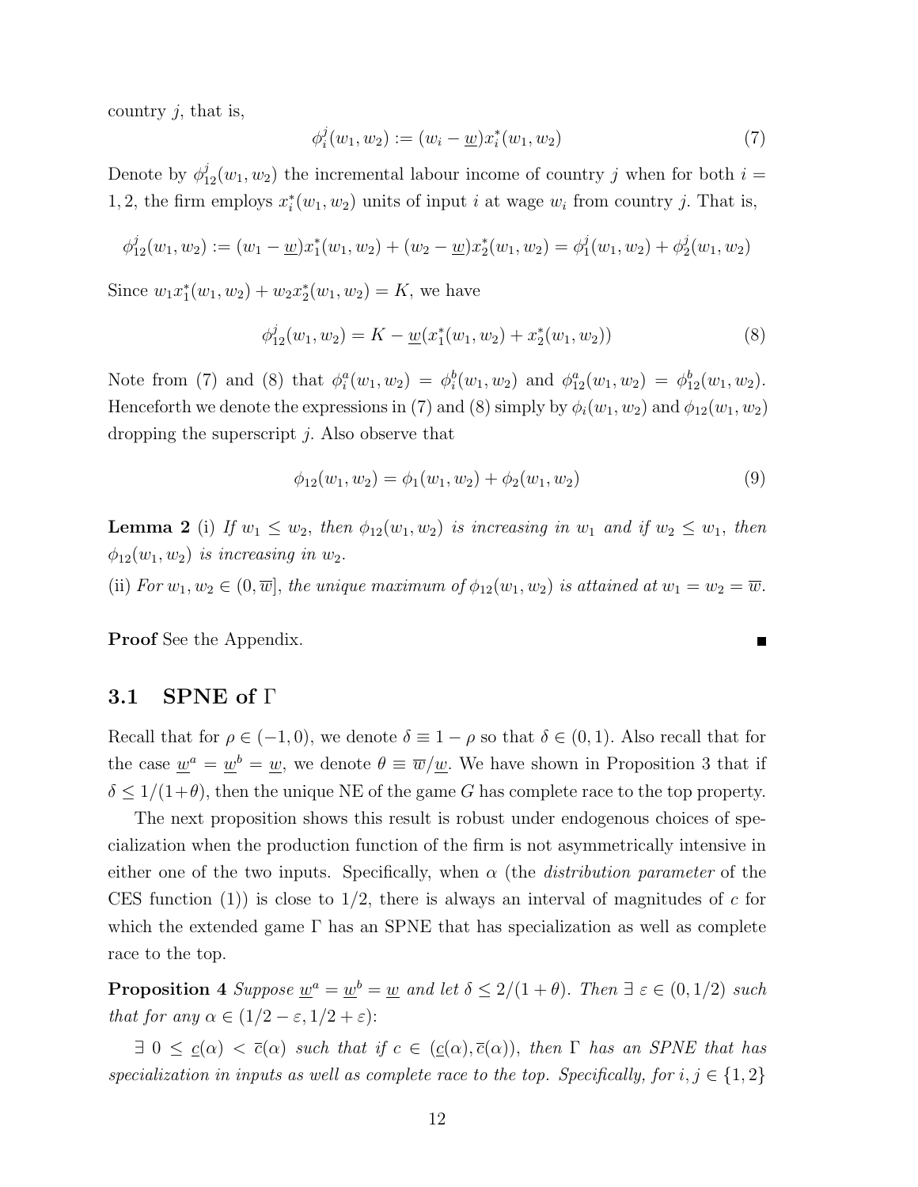country $j$, that is,

$$\phi_i^j(w_1, w_2) := (w_i - \underline{w})x_i^*(w_1, w_2) \tag{7}$$

Denote by $\phi_{12}^j(w_1, w_2)$ the incremental labour income of country $j$ when for both $i = 1, 2$, the firm employs $x_i^*(w_1, w_2)$ units of input $i$ at wage $w_i$ from country $j$. That is,

$$\phi_{12}^j(w_1, w_2) := (w_1 - \underline{w})x_1^*(w_1, w_2) + (w_2 - \underline{w})x_2^*(w_1, w_2) = \phi_1^j(w_1, w_2) + \phi_2^j(w_1, w_2)$$

Since $w_1 x_1^*(w_1, w_2) + w_2 x_2^*(w_1, w_2) = K$, we have

$$\phi_{12}^j(w_1, w_2) = K - \underline{w}(x_1^*(w_1, w_2) + x_2^*(w_1, w_2)) \tag{8}$$

Note from (7) and (8) that $\phi_i^a(w_1, w_2) = \phi_i^b(w_1, w_2)$ and $\phi_{12}^a(w_1, w_2) = \phi_{12}^b(w_1, w_2)$. Henceforth we denote the expressions in (7) and (8) simply by $\phi_i(w_1, w_2)$ and $\phi_{12}(w_1, w_2)$ dropping the superscript $j$. Also observe that

$$\phi_{12}(w_1, w_2) = \phi_1(w_1, w_2) + \phi_2(w_1, w_2) \tag{9}$$

**Lemma 2** (i) *If $w_1 \leq w_2$, then $\phi_{12}(w_1, w_2)$ is increasing in $w_1$ and if $w_2 \leq w_1$, then $\phi_{12}(w_1, w_2)$ is increasing in $w_2$.*

(ii) *For $w_1, w_2 \in (0, \overline{w}]$, the unique maximum of $\phi_{12}(w_1, w_2)$ is attained at $w_1 = w_2 = \overline{w}$.*

**Proof** See the Appendix. ■

### 3.1 SPNE of $\Gamma$

Recall that for $\rho \in (-1, 0)$, we denote $\delta \equiv 1 - \rho$ so that $\delta \in (0, 1)$. Also recall that for the case $\underline{w}^a = \underline{w}^b = \underline{w}$, we denote $\theta \equiv \overline{w}/\underline{w}$. We have shown in Proposition 3 that if $\delta \leq 1/(1+\theta)$, then the unique NE of the game $G$ has complete race to the top property.

The next proposition shows this result is robust under endogenous choices of specialization when the production function of the firm is not asymmetrically intensive in either one of the two inputs. Specifically, when $\alpha$ (the *distribution parameter* of the CES function (1)) is close to $1/2$, there is always an interval of magnitudes of $c$ for which the extended game $\Gamma$ has an SPNE that has specialization as well as complete race to the top.

**Proposition 4** *Suppose $\underline{w}^a = \underline{w}^b = \underline{w}$ and let $\delta \leq 2/(1+\theta)$. Then $\exists\ \varepsilon \in (0, 1/2)$ such that for any $\alpha \in (1/2 - \varepsilon, 1/2 + \varepsilon)$:*

*$\exists\ 0 \leq \underline{c}(\alpha) < \overline{c}(\alpha)$ such that if $c \in (\underline{c}(\alpha), \overline{c}(\alpha))$, then $\Gamma$ has an SPNE that has specialization in inputs as well as complete race to the top. Specifically, for $i, j \in \{1, 2\}$*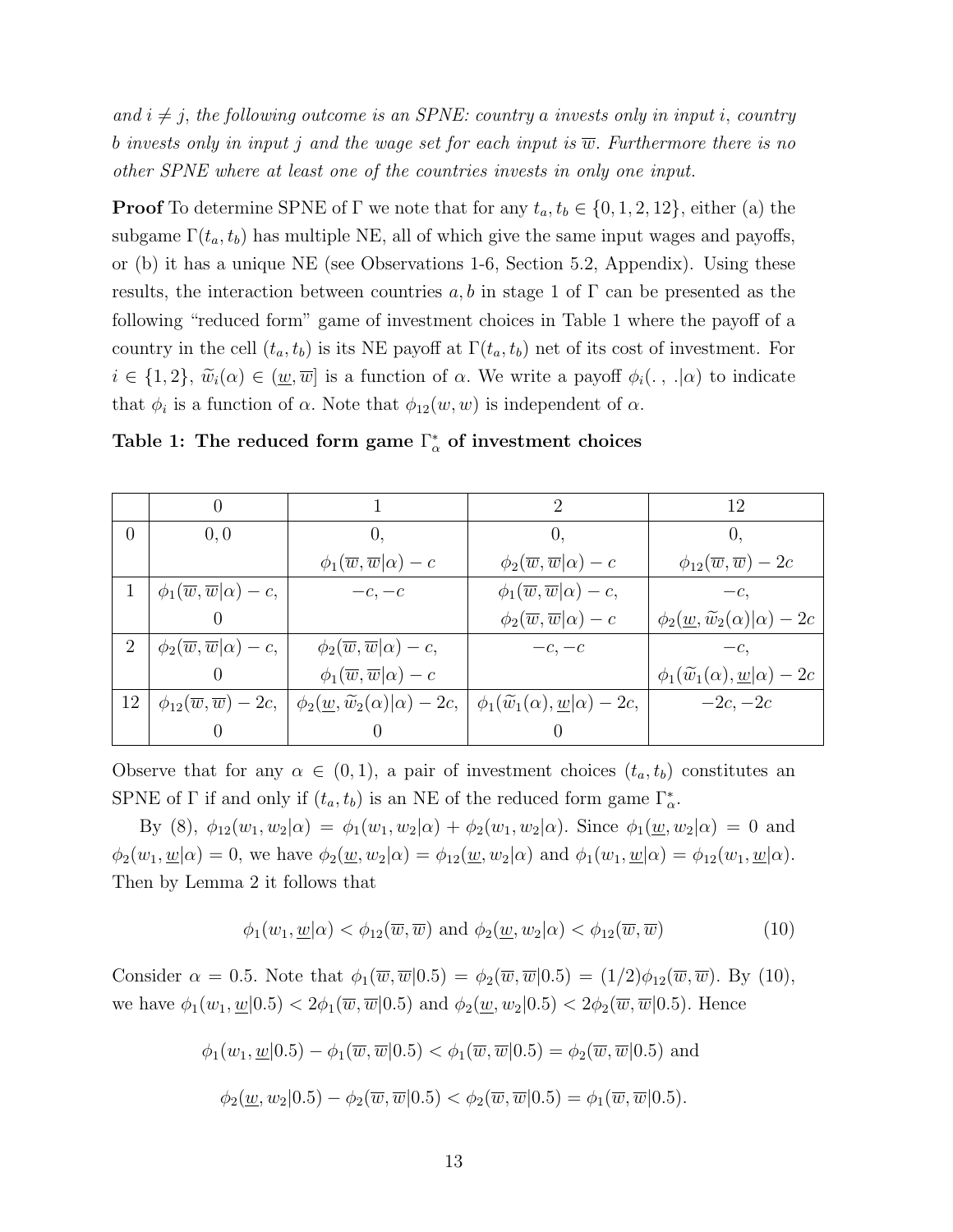*and $i \neq j$, the following outcome is an SPNE: country $a$ invests only in input $i$, country $b$ invests only in input $j$ and the wage set for each input is $\overline{w}$. Furthermore there is no other SPNE where at least one of the countries invests in only one input.*

**Proof** To determine SPNE of $\Gamma$ we note that for any $t_a, t_b \in \{0, 1, 2, 12\}$, either (a) the subgame $\Gamma(t_a, t_b)$ has multiple NE, all of which give the same input wages and payoffs, or (b) it has a unique NE (see Observations 1-6, Section 5.2, Appendix). Using these results, the interaction between countries $a, b$ in stage 1 of $\Gamma$ can be presented as the following "reduced form" game of investment choices in Table 1 where the payoff of a country in the cell $(t_a, t_b)$ is its NE payoff at $\Gamma(t_a, t_b)$ net of its cost of investment. For $i \in \{1, 2\}$, $\widetilde{w}_i(\alpha) \in (\underline{w}, \overline{w}]$ is a function of $\alpha$. We write a payoff $\phi_i(.\,,\,.|\alpha)$ to indicate that $\phi_i$ is a function of $\alpha$. Note that $\phi_{12}(w, w)$ is independent of $\alpha$.

**Table 1: The reduced form game $\Gamma^*_\alpha$ of investment choices**

| | 0 | 1 | 2 | 12 |
|---|---|---|---|---|
| 0 | $0, 0$ | $0,$ $\phi_1(\overline{w}, \overline{w}\vert\alpha) - c$ | $0,$ $\phi_2(\overline{w}, \overline{w}\vert\alpha) - c$ | $0,$ $\phi_{12}(\overline{w}, \overline{w}) - 2c$ |
| 1 | $\phi_1(\overline{w}, \overline{w}\vert\alpha) - c,$ $0$ | $-c, -c$ | $\phi_1(\overline{w}, \overline{w}\vert\alpha) - c,$ $\phi_2(\overline{w}, \overline{w}\vert\alpha) - c$ | $-c,$ $\phi_2(\underline{w}, \widetilde{w}_2(\alpha)\vert\alpha) - 2c$ |
| 2 | $\phi_2(\overline{w}, \overline{w}\vert\alpha) - c,$ $0$ | $\phi_2(\overline{w}, \overline{w}\vert\alpha) - c,$ $\phi_1(\overline{w}, \overline{w}\vert\alpha) - c$ | $-c, -c$ | $-c,$ $\phi_1(\widetilde{w}_1(\alpha), \underline{w}\vert\alpha) - 2c$ |
| 12 | $\phi_{12}(\overline{w}, \overline{w}) - 2c,$ $0$ | $\phi_2(\underline{w}, \widetilde{w}_2(\alpha)\vert\alpha) - 2c,$ $0$ | $\phi_1(\widetilde{w}_1(\alpha), \underline{w}\vert\alpha) - 2c,$ $0$ | $-2c, -2c$ |

Observe that for any $\alpha \in (0, 1)$, a pair of investment choices $(t_a, t_b)$ constitutes an SPNE of $\Gamma$ if and only if $(t_a, t_b)$ is an NE of the reduced form game $\Gamma^*_\alpha$.

By (8), $\phi_{12}(w_1, w_2|\alpha) = \phi_1(w_1, w_2|\alpha) + \phi_2(w_1, w_2|\alpha)$. Since $\phi_1(\underline{w}, w_2|\alpha) = 0$ and $\phi_2(w_1, \underline{w}|\alpha) = 0$, we have $\phi_2(\underline{w}, w_2|\alpha) = \phi_{12}(\underline{w}, w_2|\alpha)$ and $\phi_1(w_1, \underline{w}|\alpha) = \phi_{12}(w_1, \underline{w}|\alpha)$. Then by Lemma 2 it follows that

$$\phi_1(w_1, \underline{w}|\alpha) < \phi_{12}(\overline{w}, \overline{w}) \text{ and } \phi_2(\underline{w}, w_2|\alpha) < \phi_{12}(\overline{w}, \overline{w}) \tag{10}$$

Consider $\alpha = 0.5$. Note that $\phi_1(\overline{w}, \overline{w}|0.5) = \phi_2(\overline{w}, \overline{w}|0.5) = (1/2)\phi_{12}(\overline{w}, \overline{w})$. By (10), we have $\phi_1(w_1, \underline{w}|0.5) < 2\phi_1(\overline{w}, \overline{w}|0.5)$ and $\phi_2(\underline{w}, w_2|0.5) < 2\phi_2(\overline{w}, \overline{w}|0.5)$. Hence

$$\phi_1(w_1, \underline{w}|0.5) - \phi_1(\overline{w}, \overline{w}|0.5) < \phi_1(\overline{w}, \overline{w}|0.5) = \phi_2(\overline{w}, \overline{w}|0.5) \text{ and}$$

$$\phi_2(\underline{w}, w_2|0.5) - \phi_2(\overline{w}, \overline{w}|0.5) < \phi_2(\overline{w}, \overline{w}|0.5) = \phi_1(\overline{w}, \overline{w}|0.5).$$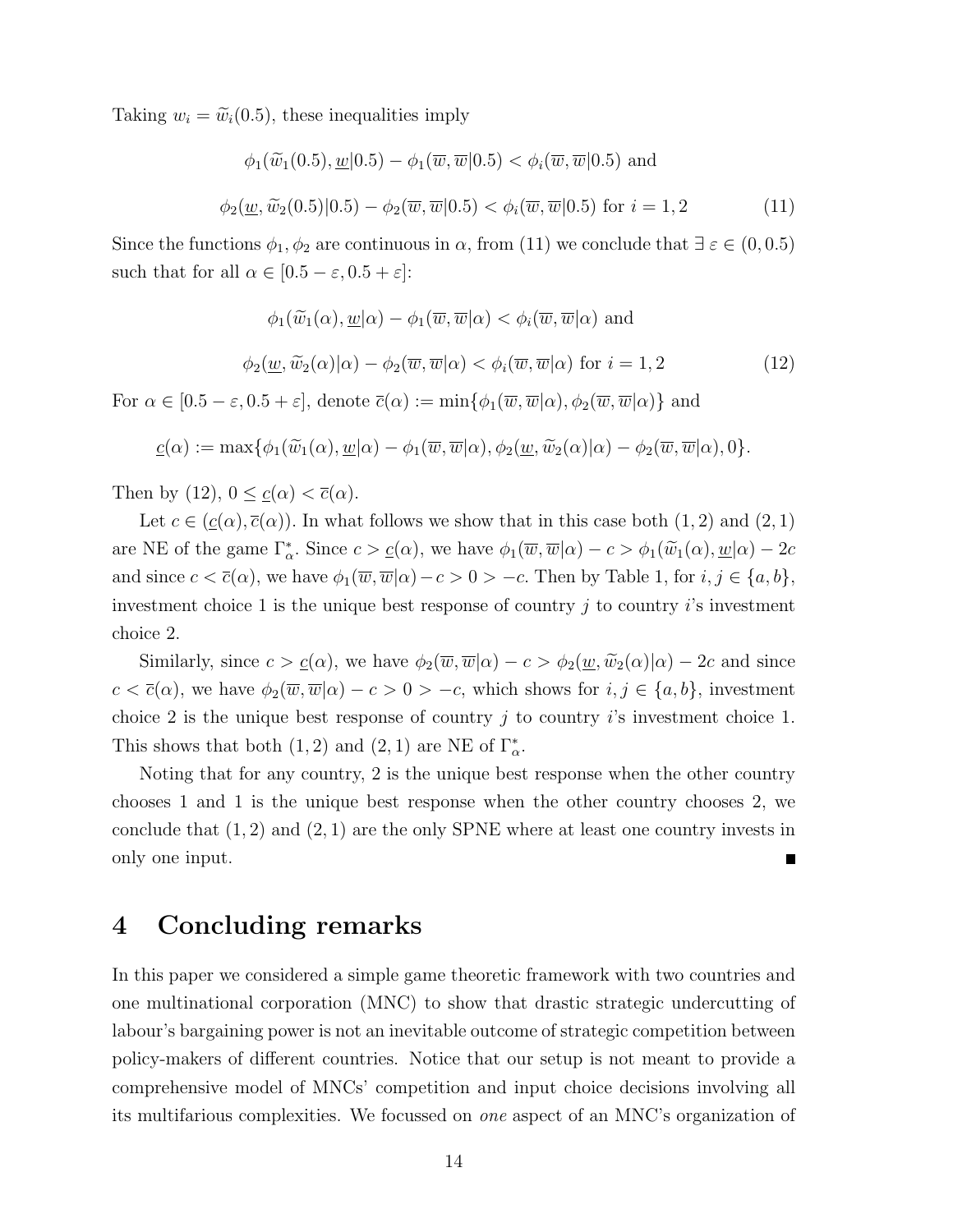Taking $w_i = \widetilde{w}_i(0.5)$, these inequalities imply

$$\phi_1(\widetilde{w}_1(0.5), \underline{w}|0.5) - \phi_1(\overline{w}, \overline{w}|0.5) < \phi_i(\overline{w}, \overline{w}|0.5) \text{ and}$$

$$\phi_2(\underline{w}, \widetilde{w}_2(0.5)|0.5) - \phi_2(\overline{w}, \overline{w}|0.5) < \phi_i(\overline{w}, \overline{w}|0.5) \text{ for } i = 1, 2 \tag{11}$$

Since the functions $\phi_1, \phi_2$ are continuous in $\alpha$, from (11) we conclude that $\exists\, \varepsilon \in (0, 0.5)$ such that for all $\alpha \in [0.5 - \varepsilon, 0.5 + \varepsilon]$:

$$\phi_1(\widetilde{w}_1(\alpha), \underline{w}|\alpha) - \phi_1(\overline{w}, \overline{w}|\alpha) < \phi_i(\overline{w}, \overline{w}|\alpha) \text{ and}$$

$$\phi_2(\underline{w}, \widetilde{w}_2(\alpha)|\alpha) - \phi_2(\overline{w}, \overline{w}|\alpha) < \phi_i(\overline{w}, \overline{w}|\alpha) \text{ for } i = 1, 2 \tag{12}$$

For $\alpha \in [0.5 - \varepsilon, 0.5 + \varepsilon]$, denote $\overline{c}(\alpha) := \min\{\phi_1(\overline{w}, \overline{w}|\alpha), \phi_2(\overline{w}, \overline{w}|\alpha)\}$ and

$$\underline{c}(\alpha) := \max\{\phi_1(\widetilde{w}_1(\alpha), \underline{w}|\alpha) - \phi_1(\overline{w}, \overline{w}|\alpha), \phi_2(\underline{w}, \widetilde{w}_2(\alpha)|\alpha) - \phi_2(\overline{w}, \overline{w}|\alpha), 0\}.$$

Then by (12), $0 \leq \underline{c}(\alpha) < \overline{c}(\alpha)$.

Let $c \in (\underline{c}(\alpha), \overline{c}(\alpha))$. In what follows we show that in this case both $(1, 2)$ and $(2, 1)$ are NE of the game $\Gamma^*_\alpha$. Since $c > \underline{c}(\alpha)$, we have $\phi_1(\overline{w}, \overline{w}|\alpha) - c > \phi_1(\widetilde{w}_1(\alpha), \underline{w}|\alpha) - 2c$ and since $c < \overline{c}(\alpha)$, we have $\phi_1(\overline{w}, \overline{w}|\alpha) - c > 0 > -c$. Then by Table 1, for $i, j \in \{a, b\}$, investment choice 1 is the unique best response of country $j$ to country $i$'s investment choice 2.

Similarly, since $c > \underline{c}(\alpha)$, we have $\phi_2(\overline{w}, \overline{w}|\alpha) - c > \phi_2(\underline{w}, \widetilde{w}_2(\alpha)|\alpha) - 2c$ and since $c < \overline{c}(\alpha)$, we have $\phi_2(\overline{w}, \overline{w}|\alpha) - c > 0 > -c$, which shows for $i, j \in \{a, b\}$, investment choice 2 is the unique best response of country $j$ to country $i$'s investment choice 1. This shows that both $(1, 2)$ and $(2, 1)$ are NE of $\Gamma^*_\alpha$.

Noting that for any country, 2 is the unique best response when the other country chooses 1 and 1 is the unique best response when the other country chooses 2, we conclude that $(1, 2)$ and $(2, 1)$ are the only SPNE where at least one country invests in only one input. ∎

# 4 Concluding remarks

In this paper we considered a simple game theoretic framework with two countries and one multinational corporation (MNC) to show that drastic strategic undercutting of labour's bargaining power is not an inevitable outcome of strategic competition between policy-makers of different countries. Notice that our setup is not meant to provide a comprehensive model of MNCs' competition and input choice decisions involving all its multifarious complexities. We focussed on *one* aspect of an MNC's organization of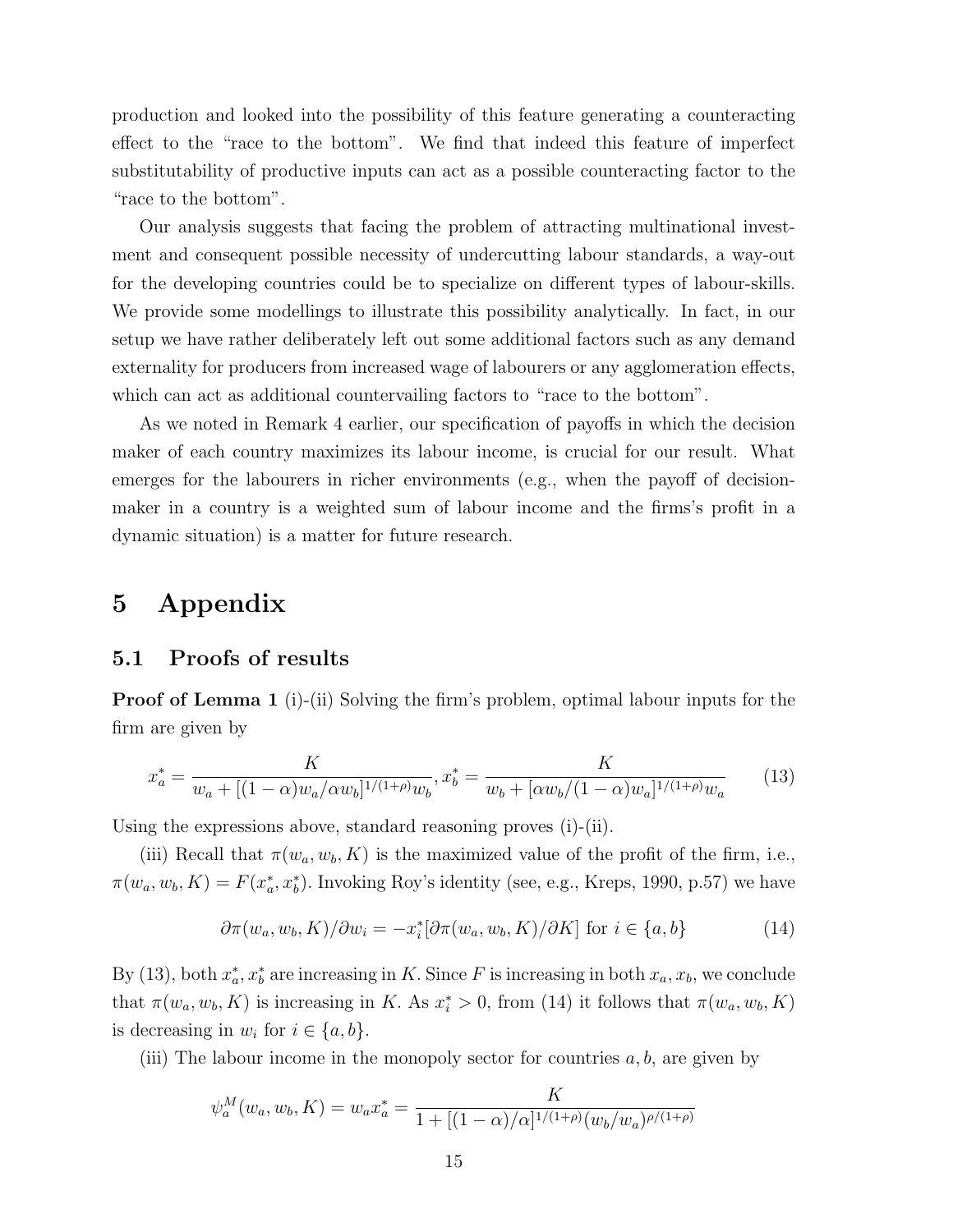production and looked into the possibility of this feature generating a counteracting effect to the "race to the bottom". We find that indeed this feature of imperfect substitutability of productive inputs can act as a possible counteracting factor to the "race to the bottom".

Our analysis suggests that facing the problem of attracting multinational investment and consequent possible necessity of undercutting labour standards, a way-out for the developing countries could be to specialize on different types of labour-skills. We provide some modellings to illustrate this possibility analytically. In fact, in our setup we have rather deliberately left out some additional factors such as any demand externality for producers from increased wage of labourers or any agglomeration effects, which can act as additional countervailing factors to "race to the bottom".

As we noted in Remark 4 earlier, our specification of payoffs in which the decision maker of each country maximizes its labour income, is crucial for our result. What emerges for the labourers in richer environments (e.g., when the payoff of decision-maker in a country is a weighted sum of labour income and the firms's profit in a dynamic situation) is a matter for future research.

# 5 Appendix

## 5.1 Proofs of results

**Proof of Lemma 1** (i)-(ii) Solving the firm's problem, optimal labour inputs for the firm are given by

$$x_a^* = \frac{K}{w_a + [(1-\alpha)w_a/\alpha w_b]^{1/(1+\rho)} w_b}, x_b^* = \frac{K}{w_b + [\alpha w_b/(1-\alpha)w_a]^{1/(1+\rho)} w_a} \tag{13}$$

Using the expressions above, standard reasoning proves (i)-(ii).

(iii) Recall that $\pi(w_a, w_b, K)$ is the maximized value of the profit of the firm, i.e., $\pi(w_a, w_b, K) = F(x_a^*, x_b^*)$. Invoking Roy's identity (see, e.g., Kreps, 1990, p.57) we have

$$\partial\pi(w_a, w_b, K)/\partial w_i = -x_i^*[\partial\pi(w_a, w_b, K)/\partial K] \text{ for } i \in \{a, b\} \tag{14}$$

By (13), both $x_a^*, x_b^*$ are increasing in $K$. Since $F$ is increasing in both $x_a, x_b$, we conclude that $\pi(w_a, w_b, K)$ is increasing in $K$. As $x_i^* > 0$, from (14) it follows that $\pi(w_a, w_b, K)$ is decreasing in $w_i$ for $i \in \{a, b\}$.

(iii) The labour income in the monopoly sector for countries $a, b$, are given by

$$\psi_a^M(w_a, w_b, K) = w_a x_a^* = \frac{K}{1 + [(1-\alpha)/\alpha]^{1/(1+\rho)}(w_b/w_a)^{\rho/(1+\rho)}}$$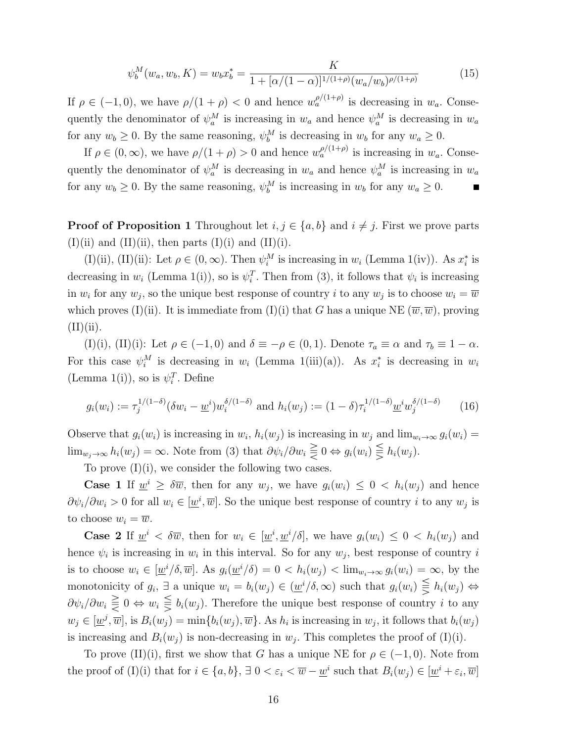$$\psi_b^M(w_a, w_b, K) = w_b x_b^* = \frac{K}{1 + [\alpha/(1-\alpha)]^{1/(1+\rho)}(w_a/w_b)^{\rho/(1+\rho)}} \tag{15}$$

If $\rho \in (-1, 0)$, we have $\rho/(1+\rho) < 0$ and hence $w_a^{\rho/(1+\rho)}$ is decreasing in $w_a$. Consequently the denominator of $\psi_a^M$ is increasing in $w_a$ and hence $\psi_a^M$ is decreasing in $w_a$ for any $w_b \geq 0$. By the same reasoning, $\psi_b^M$ is decreasing in $w_b$ for any $w_a \geq 0$.

If $\rho \in (0, \infty)$, we have $\rho/(1+\rho) > 0$ and hence $w_a^{\rho/(1+\rho)}$ is increasing in $w_a$. Consequently the denominator of $\psi_a^M$ is decreasing in $w_a$ and hence $\psi_a^M$ is increasing in $w_a$ for any $w_b \geq 0$. By the same reasoning, $\psi_b^M$ is increasing in $w_b$ for any $w_a \geq 0$. ∎

**Proof of Proposition 1** Throughout let $i, j \in \{a, b\}$ and $i \neq j$. First we prove parts (I)(ii) and (II)(ii), then parts (I)(i) and (II)(i).

(I)(ii), (II)(ii): Let $\rho \in (0, \infty)$. Then $\psi_i^M$ is increasing in $w_i$ (Lemma 1(iv)). As $x_i^*$ is decreasing in $w_i$ (Lemma 1(i)), so is $\psi_i^T$. Then from (3), it follows that $\psi_i$ is increasing in $w_i$ for any $w_j$, so the unique best response of country $i$ to any $w_j$ is to choose $w_i = \overline{w}$ which proves (I)(ii). It is immediate from (I)(i) that $G$ has a unique NE $(\overline{w}, \overline{w})$, proving (II)(ii).

(I)(i), (II)(i): Let $\rho \in (-1, 0)$ and $\delta \equiv -\rho \in (0, 1)$. Denote $\tau_a \equiv \alpha$ and $\tau_b \equiv 1 - \alpha$. For this case $\psi_i^M$ is decreasing in $w_i$ (Lemma 1(iii)(a)). As $x_i^*$ is decreasing in $w_i$ (Lemma 1(i)), so is $\psi_i^T$. Define

$$g_i(w_i) := \tau_j^{1/(1-\delta)}(\delta w_i - \underline{w}^i) w_i^{\delta/(1-\delta)} \text{ and } h_i(w_j) := (1-\delta)\tau_i^{1/(1-\delta)} \underline{w}^i w_j^{\delta/(1-\delta)} \tag{16}$$

Observe that $g_i(w_i)$ is increasing in $w_i$, $h_i(w_j)$ is increasing in $w_j$ and $\lim_{w_i \to \infty} g_i(w_i) = \lim_{w_j \to \infty} h_i(w_j) = \infty$. Note from (3) that $\partial\psi_i/\partial w_i \gtreqless 0 \Leftrightarrow g_i(w_i) \lesseqgtr h_i(w_j)$.

To prove (I)(i), we consider the following two cases.

**Case 1** If $\underline{w}^i \geq \delta\overline{w}$, then for any $w_j$, we have $g_i(w_i) \leq 0 < h_i(w_j)$ and hence $\partial\psi_i/\partial w_i > 0$ for all $w_i \in [\underline{w}^i, \overline{w}]$. So the unique best response of country $i$ to any $w_j$ is to choose $w_i = \overline{w}$.

**Case 2** If $\underline{w}^i < \delta\overline{w}$, then for $w_i \in [\underline{w}^i, \underline{w}^i/\delta]$, we have $g_i(w_i) \leq 0 < h_i(w_j)$ and hence $\psi_i$ is increasing in $w_i$ in this interval. So for any $w_j$, best response of country $i$ is to choose $w_i \in [\underline{w}^i/\delta, \overline{w}]$. As $g_i(\underline{w}^i/\delta) = 0 < h_i(w_j) < \lim_{w_i \to \infty} g_i(w_i) = \infty$, by the monotonicity of $g_i$, $\exists$ a unique $w_i = b_i(w_j) \in (\underline{w}^i/\delta, \infty)$ such that $g_i(w_i) \lesseqgtr h_i(w_j) \Leftrightarrow \partial\psi_i/\partial w_i \gtreqless 0 \Leftrightarrow w_i \lesseqgtr b_i(w_j)$. Therefore the unique best response of country $i$ to any $w_j \in [\underline{w}^j, \overline{w}]$, is $B_i(w_j) = \min\{b_i(w_j), \overline{w}\}$. As $h_i$ is increasing in $w_j$, it follows that $b_i(w_j)$ is increasing and $B_i(w_j)$ is non-decreasing in $w_j$. This completes the proof of (I)(i).

To prove (II)(i), first we show that $G$ has a unique NE for $\rho \in (-1, 0)$. Note from the proof of (I)(i) that for $i \in \{a, b\}$, $\exists$ $0 < \varepsilon_i < \overline{w} - \underline{w}^i$ such that $B_i(w_j) \in [\underline{w}^i + \varepsilon_i, \overline{w}]$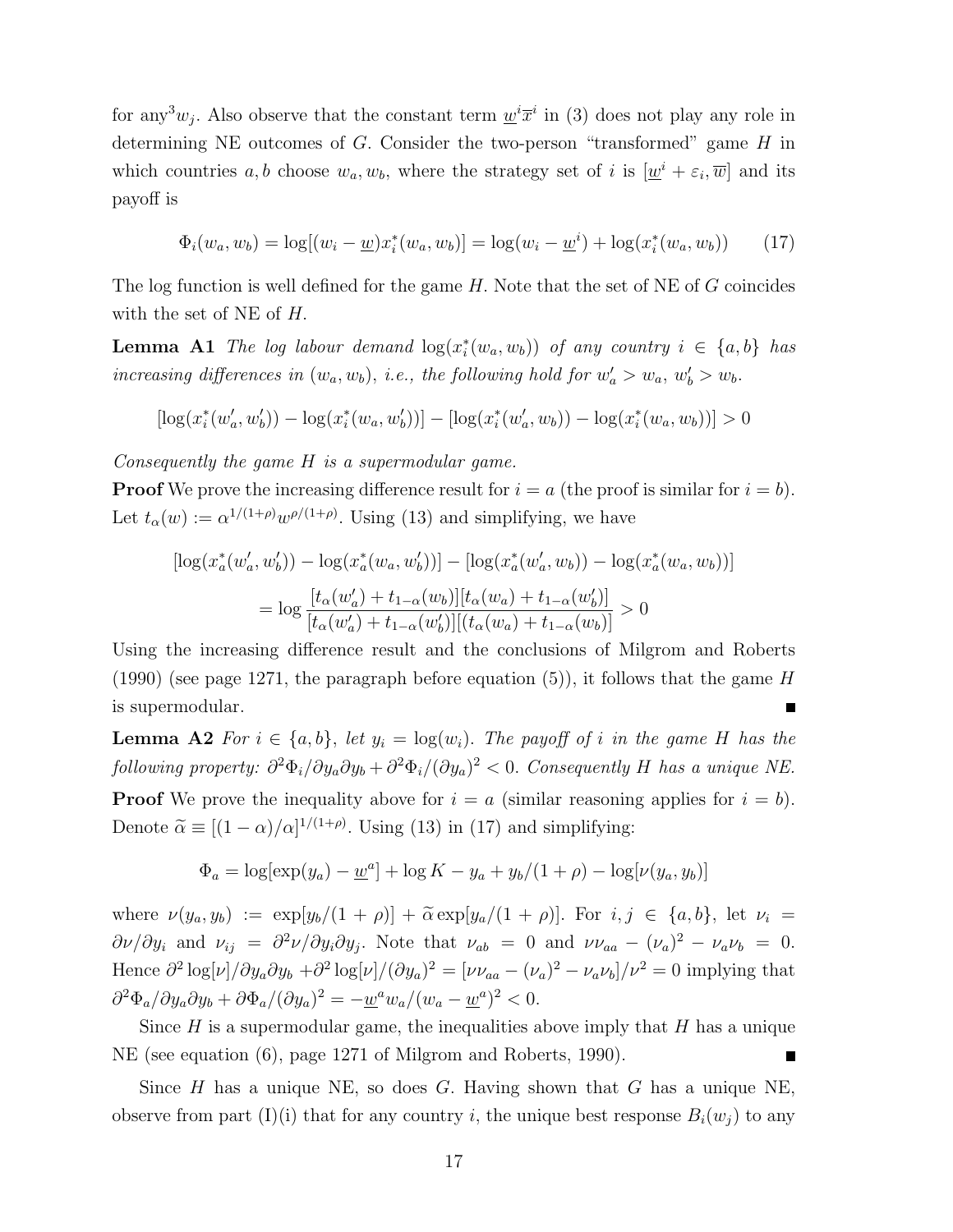for any[3] $w_j$. Also observe that the constant term $\underline{w}^i \overline{x}^i$ in (3) does not play any role in determining NE outcomes of $G$. Consider the two-person "transformed" game $H$ in which countries $a, b$ choose $w_a, w_b$, where the strategy set of $i$ is $[\underline{w}^i + \varepsilon_i, \overline{w}]$ and its payoff is

$$\Phi_i(w_a, w_b) = \log[(w_i - \underline{w})x_i^*(w_a, w_b)] = \log(w_i - \underline{w}^i) + \log(x_i^*(w_a, w_b)) \tag{17}$$

The log function is well defined for the game $H$. Note that the set of NE of $G$ coincides with the set of NE of $H$.

**Lemma A1** *The log labour demand* $\log(x_i^*(w_a, w_b))$ *of any country* $i \in \{a, b\}$ *has increasing differences in* $(w_a, w_b)$*, i.e., the following hold for* $w_a' > w_a$, $w_b' > w_b$.

$$[\log(x_i^*(w_a', w_b')) - \log(x_i^*(w_a, w_b'))] - [\log(x_i^*(w_a', w_b)) - \log(x_i^*(w_a, w_b))] > 0$$

*Consequently the game* $H$ *is a supermodular game.*

**Proof** We prove the increasing difference result for $i = a$ (the proof is similar for $i = b$). Let $t_\alpha(w) := \alpha^{1/(1+\rho)} w^{\rho/(1+\rho)}$. Using (13) and simplifying, we have

$$\begin{aligned}
&[\log(x_a^*(w_a', w_b')) - \log(x_a^*(w_a, w_b'))] - [\log(x_a^*(w_a', w_b)) - \log(x_a^*(w_a, w_b))] \\
&= \log \frac{[t_\alpha(w_a') + t_{1-\alpha}(w_b)][t_\alpha(w_a) + t_{1-\alpha}(w_b')]}{[t_\alpha(w_a') + t_{1-\alpha}(w_b')][(t_\alpha(w_a) + t_{1-\alpha}(w_b)]} > 0
\end{aligned}$$

Using the increasing difference result and the conclusions of Milgrom and Roberts (1990) (see page 1271, the paragraph before equation (5)), it follows that the game $H$ is supermodular. ∎

**Lemma A2** *For* $i \in \{a, b\}$*, let* $y_i = \log(w_i)$*. The payoff of* $i$ *in the game* $H$ *has the following property:* $\partial^2\Phi_i/\partial y_a \partial y_b + \partial^2\Phi_i/(\partial y_a)^2 < 0$*. Consequently* $H$ *has a unique NE.*

**Proof** We prove the inequality above for $i = a$ (similar reasoning applies for $i = b$). Denote $\widetilde{\alpha} \equiv [(1-\alpha)/\alpha]^{1/(1+\rho)}$. Using (13) in (17) and simplifying:

$$\Phi_a = \log[\exp(y_a) - \underline{w}^a] + \log K - y_a + y_b/(1+\rho) - \log[\nu(y_a, y_b)]$$

where $\nu(y_a, y_b) := \exp[y_b/(1+\rho)] + \widetilde{\alpha}\exp[y_a/(1+\rho)]$. For $i, j \in \{a, b\}$, let $\nu_i = \partial\nu/\partial y_i$ and $\nu_{ij} = \partial^2\nu/\partial y_i \partial y_j$. Note that $\nu_{ab} = 0$ and $\nu\nu_{aa} - (\nu_a)^2 - \nu_a\nu_b = 0$. Hence $\partial^2 \log[\nu]/\partial y_a \partial y_b + \partial^2 \log[\nu]/(\partial y_a)^2 = [\nu\nu_{aa} - (\nu_a)^2 - \nu_a\nu_b]/\nu^2 = 0$ implying that $\partial^2\Phi_a/\partial y_a \partial y_b + \partial\Phi_a/(\partial y_a)^2 = -\underline{w}^a w_a/(w_a - \underline{w}^a)^2 < 0$.

Since $H$ is a supermodular game, the inequalities above imply that $H$ has a unique NE (see equation (6), page 1271 of Milgrom and Roberts, 1990). ∎

Since $H$ has a unique NE, so does $G$. Having shown that $G$ has a unique NE, observe from part (I)(i) that for any country $i$, the unique best response $B_i(w_j)$ to any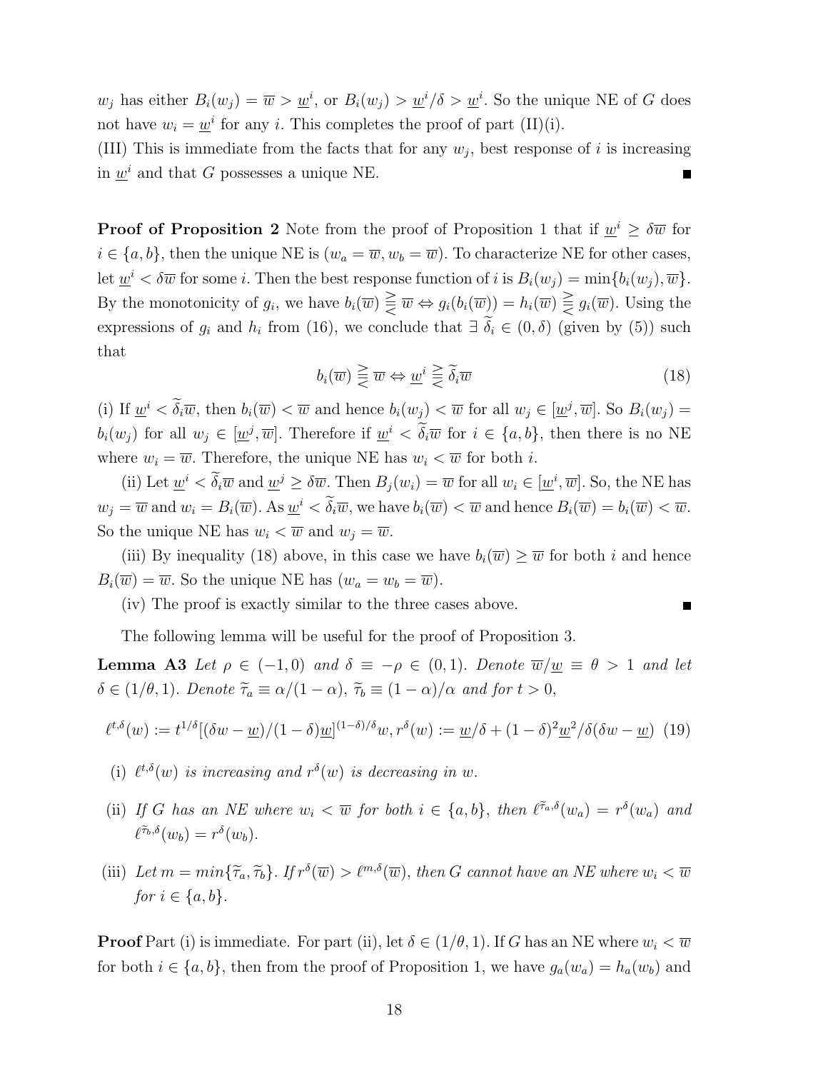$w_j$ has either $B_i(w_j) = \overline{w} > \underline{w}^i$, or $B_i(w_j) > \underline{w}^i/\delta > \underline{w}^i$. So the unique NE of $G$ does not have $w_i = \underline{w}^i$ for any $i$. This completes the proof of part (II)(i).

(III) This is immediate from the facts that for any $w_j$, best response of $i$ is increasing in $\underline{w}^i$ and that $G$ possesses a unique NE. ∎

**Proof of Proposition 2** Note from the proof of Proposition 1 that if $\underline{w}^i \geq \delta\overline{w}$ for $i \in \{a, b\}$, then the unique NE is $(w_a = \overline{w}, w_b = \overline{w})$. To characterize NE for other cases, let $\underline{w}^i < \delta\overline{w}$ for some $i$. Then the best response function of $i$ is $B_i(w_j) = \min\{b_i(w_j), \overline{w}\}$. By the monotonicity of $g_i$, we have $b_i(\overline{w}) \gtreqless \overline{w} \Leftrightarrow g_i(b_i(\overline{w})) = h_i(\overline{w}) \gtreqless g_i(\overline{w})$. Using the expressions of $g_i$ and $h_i$ from (16), we conclude that $\exists\ \widetilde{\delta}_i \in (0, \delta)$ (given by (5)) such that

$$b_i(\overline{w}) \gtreqless \overline{w} \Leftrightarrow \underline{w}^i \gtreqless \widetilde{\delta}_i\overline{w} \tag{18}$$

(i) If $\underline{w}^i < \widetilde{\delta}_i\overline{w}$, then $b_i(\overline{w}) < \overline{w}$ and hence $b_i(w_j) < \overline{w}$ for all $w_j \in [\underline{w}^j, \overline{w}]$. So $B_i(w_j) = b_i(w_j)$ for all $w_j \in [\underline{w}^j, \overline{w}]$. Therefore if $\underline{w}^i < \widetilde{\delta}_i\overline{w}$ for $i \in \{a, b\}$, then there is no NE where $w_i = \overline{w}$. Therefore, the unique NE has $w_i < \overline{w}$ for both $i$.

(ii) Let $\underline{w}^i < \widetilde{\delta}_i\overline{w}$ and $\underline{w}^j \geq \delta\overline{w}$. Then $B_j(w_i) = \overline{w}$ for all $w_i \in [\underline{w}^i, \overline{w}]$. So, the NE has $w_j = \overline{w}$ and $w_i = B_i(\overline{w})$. As $\underline{w}^i < \widetilde{\delta}_i\overline{w}$, we have $b_i(\overline{w}) < \overline{w}$ and hence $B_i(\overline{w}) = b_i(\overline{w}) < \overline{w}$. So the unique NE has $w_i < \overline{w}$ and $w_j = \overline{w}$.

(iii) By inequality (18) above, in this case we have $b_i(\overline{w}) \geq \overline{w}$ for both $i$ and hence $B_i(\overline{w}) = \overline{w}$. So the unique NE has $(w_a = w_b = \overline{w})$.

(iv) The proof is exactly similar to the three cases above. ∎

The following lemma will be useful for the proof of Proposition 3.

**Lemma A3** *Let $\rho \in (-1, 0)$ and $\delta \equiv -\rho \in (0, 1)$. Denote $\overline{w}/\underline{w} \equiv \theta > 1$ and let $\delta \in (1/\theta, 1)$. Denote $\widetilde{\tau}_a \equiv \alpha/(1-\alpha)$, $\widetilde{\tau}_b \equiv (1-\alpha)/\alpha$ and for $t > 0$,*

$$\ell^{t,\delta}(w) := t^{1/\delta}[(\delta w - \underline{w})/(1-\delta)\underline{w}]^{(1-\delta)/\delta}w, r^{\delta}(w) := \underline{w}/\delta + (1-\delta)^2\underline{w}^2/\delta(\delta w - \underline{w}) \tag{19}$$

(i) *$\ell^{t,\delta}(w)$ is increasing and $r^{\delta}(w)$ is decreasing in $w$.*

(ii) *If $G$ has an NE where $w_i < \overline{w}$ for both $i \in \{a, b\}$, then $\ell^{\widetilde{\tau}_a,\delta}(w_a) = r^{\delta}(w_a)$ and $\ell^{\widetilde{\tau}_b,\delta}(w_b) = r^{\delta}(w_b)$.*

(iii) *Let $m = min\{\widetilde{\tau}_a, \widetilde{\tau}_b\}$. If $r^{\delta}(\overline{w}) > \ell^{m,\delta}(\overline{w})$, then $G$ cannot have an NE where $w_i < \overline{w}$ for $i \in \{a, b\}$.*

**Proof** Part (i) is immediate. For part (ii), let $\delta \in (1/\theta, 1)$. If $G$ has an NE where $w_i < \overline{w}$ for both $i \in \{a, b\}$, then from the proof of Proposition 1, we have $g_a(w_a) = h_a(w_b)$ and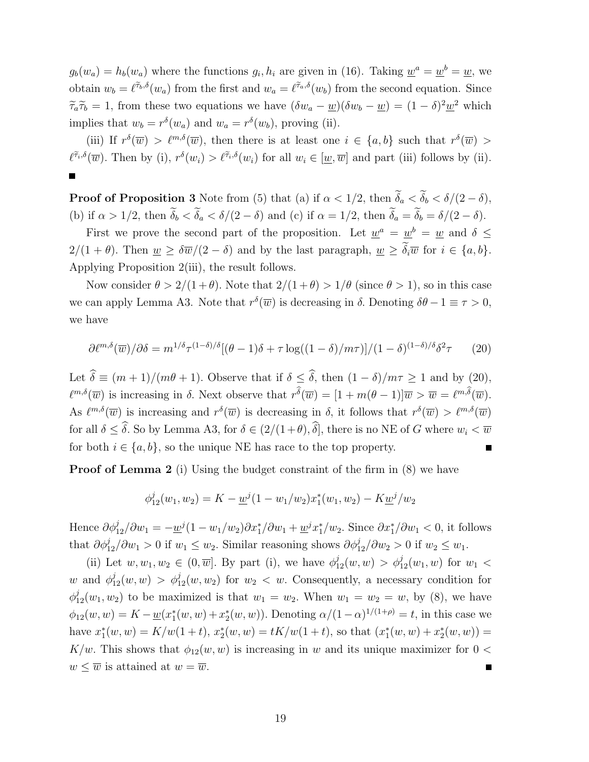$g_b(w_a) = h_b(w_a)$ where the functions $g_i, h_i$ are given in (16). Taking $\underline{w}^a = \underline{w}^b = \underline{w}$, we obtain $w_b = \ell^{\widetilde{\tau}_b,\delta}(w_a)$ from the first and $w_a = \ell^{\widetilde{\tau}_a,\delta}(w_b)$ from the second equation. Since $\widetilde{\tau}_a \widetilde{\tau}_b = 1$, from these two equations we have $(\delta w_a - \underline{w})(\delta w_b - \underline{w}) = (1-\delta)^2 \underline{w}^2$ which implies that $w_b = r^\delta(w_a)$ and $w_a = r^\delta(w_b)$, proving (ii).

(iii) If $r^\delta(\overline{w}) > \ell^{m,\delta}(\overline{w})$, then there is at least one $i \in \{a, b\}$ such that $r^\delta(\overline{w}) > \ell^{\widetilde{\tau}_i,\delta}(\overline{w})$. Then by (i), $r^\delta(w_i) > \ell^{\widetilde{\tau}_i,\delta}(w_i)$ for all $w_i \in [\underline{w}, \overline{w}]$ and part (iii) follows by (ii). ∎

**Proof of Proposition 3** Note from (5) that (a) if $\alpha < 1/2$, then $\widetilde{\widetilde{\delta}}_a < \widetilde{\widetilde{\delta}}_b < \delta/(2-\delta)$, (b) if $\alpha > 1/2$, then $\widetilde{\widetilde{\delta}}_b < \widetilde{\widetilde{\delta}}_a < \delta/(2-\delta)$ and (c) if $\alpha = 1/2$, then $\widetilde{\widetilde{\delta}}_a = \widetilde{\widetilde{\delta}}_b = \delta/(2-\delta)$.

First we prove the second part of the proposition. Let $\underline{w}^a = \underline{w}^b = \underline{w}$ and $\delta \leq 2/(1+\theta)$. Then $\underline{w} \geq \delta\overline{w}/(2-\delta)$ and by the last paragraph, $\underline{w} \geq \widetilde{\widetilde{\delta}}_i \overline{w}$ for $i \in \{a, b\}$. Applying Proposition 2(iii), the result follows.

Now consider $\theta > 2/(1+\theta)$. Note that $2/(1+\theta) > 1/\theta$ (since $\theta > 1$), so in this case we can apply Lemma A3. Note that $r^\delta(\overline{w})$ is decreasing in $\delta$. Denoting $\delta\theta - 1 \equiv \tau > 0$, we have

$$\partial \ell^{m,\delta}(\overline{w})/\partial\delta = m^{1/\delta}\tau^{(1-\delta)/\delta}[(\theta-1)\delta + \tau \log((1-\delta)/m\tau)]/(1-\delta)^{(1-\delta)/\delta}\delta^2\tau \qquad (20)$$

Let $\widehat{\delta} \equiv (m+1)/(m\theta+1)$. Observe that if $\delta \leq \widehat{\delta}$, then $(1-\delta)/m\tau \geq 1$ and by (20), $\ell^{m,\delta}(\overline{w})$ is increasing in $\delta$. Next observe that $r^{\widehat{\delta}}(\overline{w}) = [1 + m(\theta-1)]\overline{w} > \overline{w} = \ell^{m,\widehat{\delta}}(\overline{w})$. As $\ell^{m,\delta}(\overline{w})$ is increasing and $r^\delta(\overline{w})$ is decreasing in $\delta$, it follows that $r^\delta(\overline{w}) > \ell^{m,\delta}(\overline{w})$ for all $\delta \leq \widehat{\delta}$. So by Lemma A3, for $\delta \in (2/(1+\theta), \widehat{\delta}]$, there is no NE of $G$ where $w_i < \overline{w}$ for both $i \in \{a, b\}$, so the unique NE has race to the top property. ∎

**Proof of Lemma 2** (i) Using the budget constraint of the firm in (8) we have

$$\phi_{12}^j(w_1, w_2) = K - \underline{w}^j(1 - w_1/w_2)x_1^*(w_1, w_2) - K\underline{w}^j/w_2$$

Hence $\partial\phi_{12}^j/\partial w_1 = -\underline{w}^j(1 - w_1/w_2)\partial x_1^*/\partial w_1 + \underline{w}^j x_1^*/w_2$. Since $\partial x_1^*/\partial w_1 < 0$, it follows that $\partial\phi_{12}^j/\partial w_1 > 0$ if $w_1 \leq w_2$. Similar reasoning shows $\partial\phi_{12}^j/\partial w_2 > 0$ if $w_2 \leq w_1$.

(ii) Let $w, w_1, w_2 \in (0, \overline{w}]$. By part (i), we have $\phi_{12}^j(w, w) > \phi_{12}^j(w_1, w)$ for $w_1 < w$ and $\phi_{12}^j(w, w) > \phi_{12}^j(w, w_2)$ for $w_2 < w$. Consequently, a necessary condition for $\phi_{12}^j(w_1, w_2)$ to be maximized is that $w_1 = w_2$. When $w_1 = w_2 = w$, by (8), we have $\phi_{12}(w, w) = K - \underline{w}(x_1^*(w, w) + x_2^*(w, w))$. Denoting $\alpha/(1-\alpha)^{1/(1+\rho)} = t$, in this case we have $x_1^*(w, w) = K/w(1+t)$, $x_2^*(w, w) = tK/w(1+t)$, so that $(x_1^*(w, w) + x_2^*(w, w)) = K/w$. This shows that $\phi_{12}(w, w)$ is increasing in $w$ and its unique maximizer for $0 < w \leq \overline{w}$ is attained at $w = \overline{w}$. ∎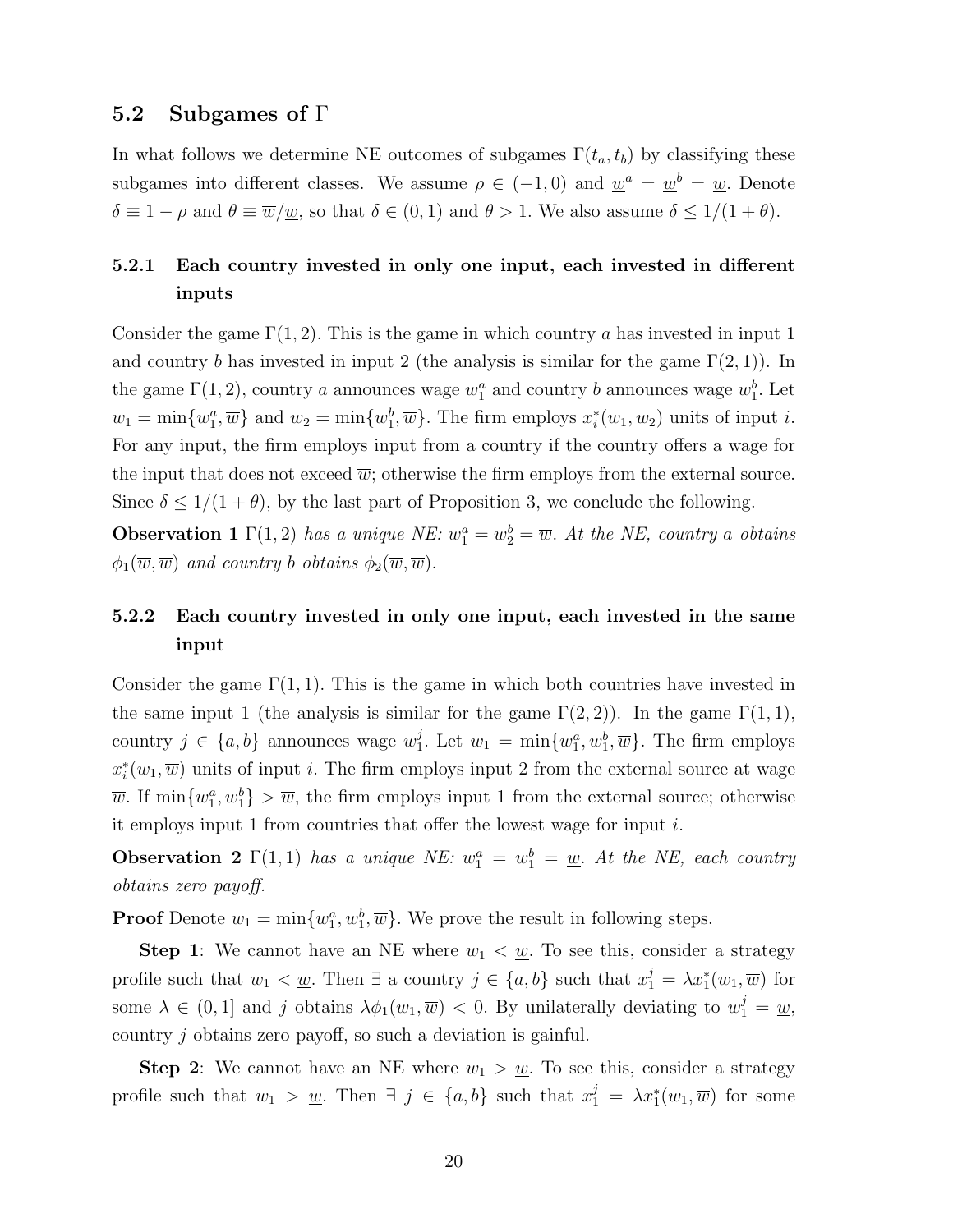## 5.2 Subgames of $\Gamma$

In what follows we determine NE outcomes of subgames $\Gamma(t_a, t_b)$ by classifying these subgames into different classes. We assume $\rho \in (-1, 0)$ and $\underline{w}^a = \underline{w}^b = \underline{w}$. Denote $\delta \equiv 1 - \rho$ and $\theta \equiv \overline{w}/\underline{w}$, so that $\delta \in (0, 1)$ and $\theta > 1$. We also assume $\delta \leq 1/(1 + \theta)$.

### 5.2.1 Each country invested in only one input, each invested in different inputs

Consider the game $\Gamma(1, 2)$. This is the game in which country $a$ has invested in input 1 and country $b$ has invested in input 2 (the analysis is similar for the game $\Gamma(2, 1)$). In the game $\Gamma(1, 2)$, country $a$ announces wage $w_1^a$ and country $b$ announces wage $w_1^b$. Let $w_1 = \min\{w_1^a, \overline{w}\}$ and $w_2 = \min\{w_1^b, \overline{w}\}$. The firm employs $x_i^*(w_1, w_2)$ units of input $i$. For any input, the firm employs input from a country if the country offers a wage for the input that does not exceed $\overline{w}$; otherwise the firm employs from the external source. Since $\delta \leq 1/(1 + \theta)$, by the last part of Proposition 3, we conclude the following.

**Observation 1** *$\Gamma(1, 2)$ has a unique NE: $w_1^a = w_2^b = \overline{w}$. At the NE, country $a$ obtains $\phi_1(\overline{w}, \overline{w})$ and country $b$ obtains $\phi_2(\overline{w}, \overline{w})$.*

### 5.2.2 Each country invested in only one input, each invested in the same input

Consider the game $\Gamma(1, 1)$. This is the game in which both countries have invested in the same input 1 (the analysis is similar for the game $\Gamma(2, 2)$). In the game $\Gamma(1, 1)$, country $j \in \{a, b\}$ announces wage $w_1^j$. Let $w_1 = \min\{w_1^a, w_1^b, \overline{w}\}$. The firm employs $x_i^*(w_1, \overline{w})$ units of input $i$. The firm employs input 2 from the external source at wage $\overline{w}$. If $\min\{w_1^a, w_1^b\} > \overline{w}$, the firm employs input 1 from the external source; otherwise it employs input 1 from countries that offer the lowest wage for input $i$.

**Observation 2** *$\Gamma(1, 1)$ has a unique NE: $w_1^a = w_1^b = \underline{w}$. At the NE, each country obtains zero payoff.*

**Proof** Denote $w_1 = \min\{w_1^a, w_1^b, \overline{w}\}$. We prove the result in following steps.

**Step 1**: We cannot have an NE where $w_1 < \underline{w}$. To see this, consider a strategy profile such that $w_1 < \underline{w}$. Then $\exists$ a country $j \in \{a, b\}$ such that $x_1^j = \lambda x_1^*(w_1, \overline{w})$ for some $\lambda \in (0, 1]$ and $j$ obtains $\lambda \phi_1(w_1, \overline{w}) < 0$. By unilaterally deviating to $w_1^j = \underline{w}$, country $j$ obtains zero payoff, so such a deviation is gainful.

**Step 2**: We cannot have an NE where $w_1 > \underline{w}$. To see this, consider a strategy profile such that $w_1 > \underline{w}$. Then $\exists$ $j \in \{a, b\}$ such that $x_1^j = \lambda x_1^*(w_1, \overline{w})$ for some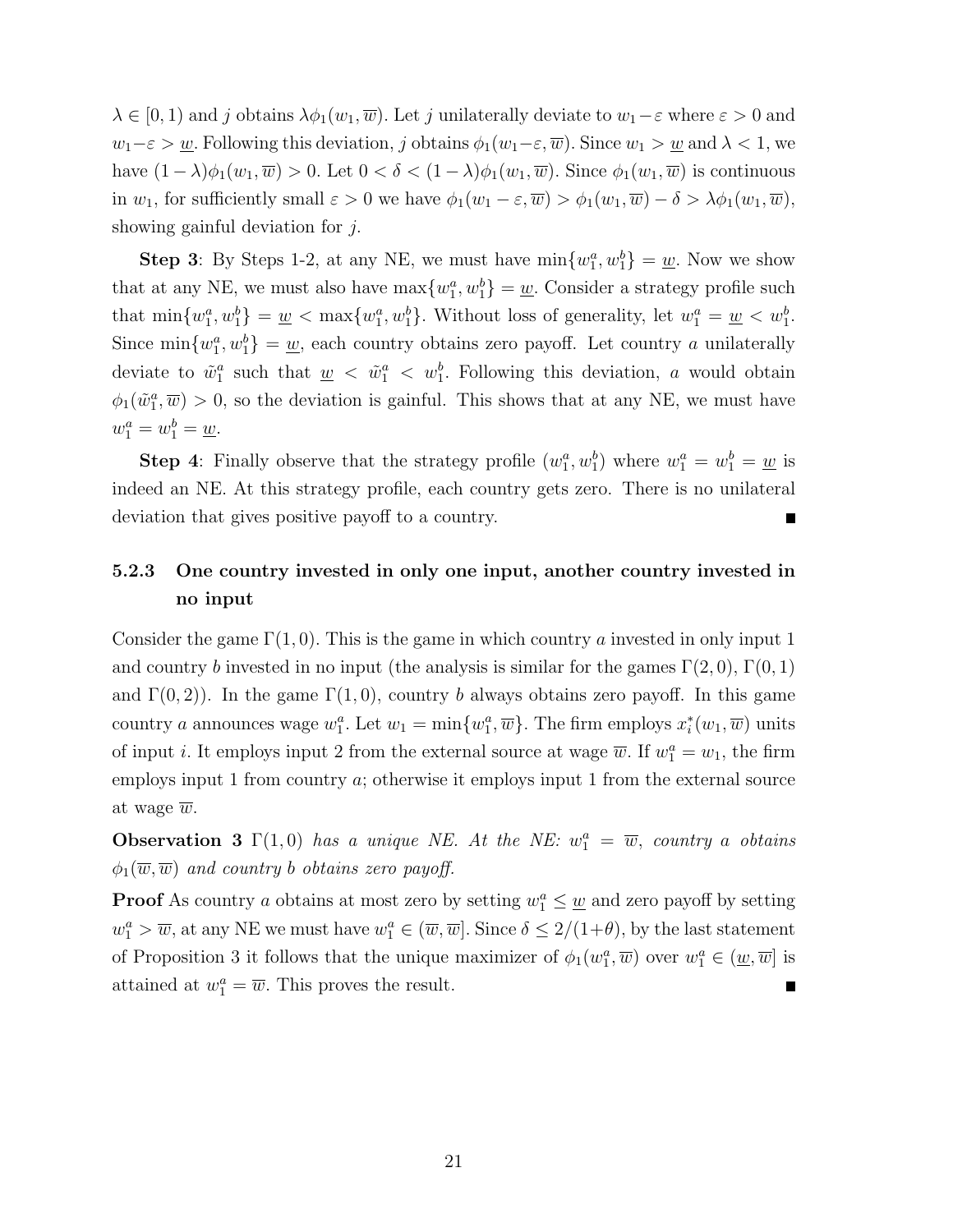$\lambda \in [0, 1)$ and $j$ obtains $\lambda\phi_1(w_1, \overline{w})$. Let $j$ unilaterally deviate to $w_1 - \varepsilon$ where $\varepsilon > 0$ and $w_1 - \varepsilon > \underline{w}$. Following this deviation, $j$ obtains $\phi_1(w_1 - \varepsilon, \overline{w})$. Since $w_1 > \underline{w}$ and $\lambda < 1$, we have $(1 - \lambda)\phi_1(w_1, \overline{w}) > 0$. Let $0 < \delta < (1 - \lambda)\phi_1(w_1, \overline{w})$. Since $\phi_1(w_1, \overline{w})$ is continuous in $w_1$, for sufficiently small $\varepsilon > 0$ we have $\phi_1(w_1 - \varepsilon, \overline{w}) > \phi_1(w_1, \overline{w}) - \delta > \lambda\phi_1(w_1, \overline{w})$, showing gainful deviation for $j$.

**Step 3**: By Steps 1-2, at any NE, we must have $\min\{w_1^a, w_1^b\} = \underline{w}$. Now we show that at any NE, we must also have $\max\{w_1^a, w_1^b\} = \underline{w}$. Consider a strategy profile such that $\min\{w_1^a, w_1^b\} = \underline{w} < \max\{w_1^a, w_1^b\}$. Without loss of generality, let $w_1^a = \underline{w} < w_1^b$. Since $\min\{w_1^a, w_1^b\} = \underline{w}$, each country obtains zero payoff. Let country $a$ unilaterally deviate to $\tilde{w}_1^a$ such that $\underline{w} < \tilde{w}_1^a < w_1^b$. Following this deviation, $a$ would obtain $\phi_1(\tilde{w}_1^a, \overline{w}) > 0$, so the deviation is gainful. This shows that at any NE, we must have $w_1^a = w_1^b = \underline{w}$.

**Step 4**: Finally observe that the strategy profile $(w_1^a, w_1^b)$ where $w_1^a = w_1^b = \underline{w}$ is indeed an NE. At this strategy profile, each country gets zero. There is no unilateral deviation that gives positive payoff to a country. ∎

### 5.2.3 One country invested in only one input, another country invested in no input

Consider the game $\Gamma(1, 0)$. This is the game in which country $a$ invested in only input 1 and country $b$ invested in no input (the analysis is similar for the games $\Gamma(2, 0)$, $\Gamma(0, 1)$ and $\Gamma(0, 2)$). In the game $\Gamma(1, 0)$, country $b$ always obtains zero payoff. In this game country $a$ announces wage $w_1^a$. Let $w_1 = \min\{w_1^a, \overline{w}\}$. The firm employs $x_i^*(w_1, \overline{w})$ units of input $i$. It employs input 2 from the external source at wage $\overline{w}$. If $w_1^a = w_1$, the firm employs input 1 from country $a$; otherwise it employs input 1 from the external source at wage $\overline{w}$.

**Observation 3** *$\Gamma(1, 0)$ has a unique NE. At the NE: $w_1^a = \overline{w}$, country $a$ obtains $\phi_1(\overline{w}, \overline{w})$ and country $b$ obtains zero payoff.*

**Proof** As country $a$ obtains at most zero by setting $w_1^a \leq \underline{w}$ and zero payoff by setting $w_1^a > \overline{w}$, at any NE we must have $w_1^a \in (\overline{w}, \overline{w}]$. Since $\delta \leq 2/(1+\theta)$, by the last statement of Proposition 3 it follows that the unique maximizer of $\phi_1(w_1^a, \overline{w})$ over $w_1^a \in (\underline{w}, \overline{w}]$ is attained at $w_1^a = \overline{w}$. This proves the result. ∎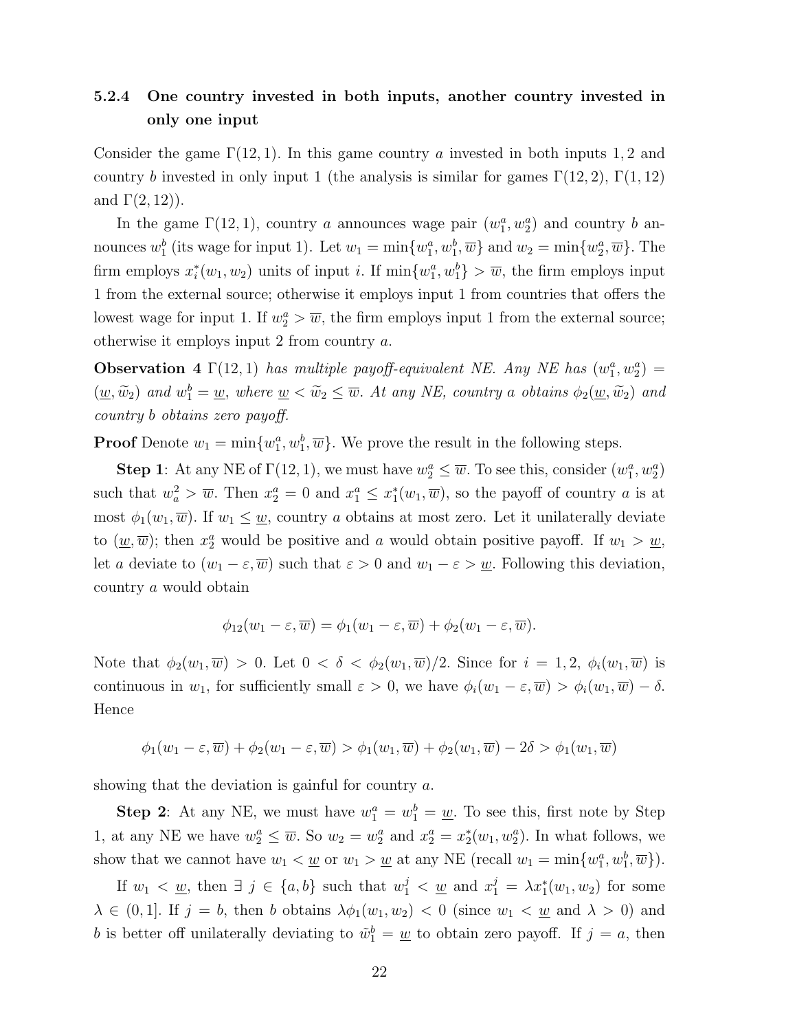### 5.2.4 One country invested in both inputs, another country invested in only one input

Consider the game $\Gamma(12, 1)$. In this game country $a$ invested in both inputs 1, 2 and country $b$ invested in only input 1 (the analysis is similar for games $\Gamma(12, 2)$, $\Gamma(1, 12)$ and $\Gamma(2, 12)$).

In the game $\Gamma(12, 1)$, country $a$ announces wage pair $(w_1^a, w_2^a)$ and country $b$ announces $w_1^b$ (its wage for input 1). Let $w_1 = \min\{w_1^a, w_1^b, \overline{w}\}$ and $w_2 = \min\{w_2^a, \overline{w}\}$. The firm employs $x_i^*(w_1, w_2)$ units of input $i$. If $\min\{w_1^a, w_1^b\} > \overline{w}$, the firm employs input 1 from the external source; otherwise it employs input 1 from countries that offers the lowest wage for input 1. If $w_2^a > \overline{w}$, the firm employs input 1 from the external source; otherwise it employs input 2 from country $a$.

**Observation 4** *$\Gamma(12, 1)$ has multiple payoff-equivalent NE. Any NE has $(w_1^a, w_2^a) = (\underline{w}, \widetilde{w}_2)$ and $w_1^b = \underline{w}$, where $\underline{w} < \widetilde{w}_2 \leq \overline{w}$. At any NE, country $a$ obtains $\phi_2(\underline{w}, \widetilde{w}_2)$ and country $b$ obtains zero payoff.*

**Proof** Denote $w_1 = \min\{w_1^a, w_1^b, \overline{w}\}$. We prove the result in the following steps.

**Step 1**: At any NE of $\Gamma(12, 1)$, we must have $w_2^a \leq \overline{w}$. To see this, consider $(w_1^a, w_2^a)$ such that $w_a^2 > \overline{w}$. Then $x_2^a = 0$ and $x_1^a \leq x_1^*(w_1, \overline{w})$, so the payoff of country $a$ is at most $\phi_1(w_1, \overline{w})$. If $w_1 \leq \underline{w}$, country $a$ obtains at most zero. Let it unilaterally deviate to $(\underline{w}, \overline{w})$; then $x_2^a$ would be positive and $a$ would obtain positive payoff. If $w_1 > \underline{w}$, let $a$ deviate to $(w_1 - \varepsilon, \overline{w})$ such that $\varepsilon > 0$ and $w_1 - \varepsilon > \underline{w}$. Following this deviation, country $a$ would obtain

$$\phi_{12}(w_1 - \varepsilon, \overline{w}) = \phi_1(w_1 - \varepsilon, \overline{w}) + \phi_2(w_1 - \varepsilon, \overline{w}).$$

Note that $\phi_2(w_1, \overline{w}) > 0$. Let $0 < \delta < \phi_2(w_1, \overline{w})/2$. Since for $i = 1, 2$, $\phi_i(w_1, \overline{w})$ is continuous in $w_1$, for sufficiently small $\varepsilon > 0$, we have $\phi_i(w_1 - \varepsilon, \overline{w}) > \phi_i(w_1, \overline{w}) - \delta$. Hence

$$\phi_1(w_1 - \varepsilon, \overline{w}) + \phi_2(w_1 - \varepsilon, \overline{w}) > \phi_1(w_1, \overline{w}) + \phi_2(w_1, \overline{w}) - 2\delta > \phi_1(w_1, \overline{w})$$

showing that the deviation is gainful for country $a$.

**Step 2**: At any NE, we must have $w_1^a = w_1^b = \underline{w}$. To see this, first note by Step 1, at any NE we have $w_2^a \leq \overline{w}$. So $w_2 = w_2^a$ and $x_2^a = x_2^*(w_1, w_2^a)$. In what follows, we show that we cannot have $w_1 < \underline{w}$ or $w_1 > \underline{w}$ at any NE (recall $w_1 = \min\{w_1^a, w_1^b, \overline{w}\}$).

If $w_1 < \underline{w}$, then $\exists\ j \in \{a, b\}$ such that $w_1^j < \underline{w}$ and $x_1^j = \lambda x_1^*(w_1, w_2)$ for some $\lambda \in (0, 1]$. If $j = b$, then $b$ obtains $\lambda \phi_1(w_1, w_2) < 0$ (since $w_1 < \underline{w}$ and $\lambda > 0$) and $b$ is better off unilaterally deviating to $\tilde{w}_1^b = \underline{w}$ to obtain zero payoff. If $j = a$, then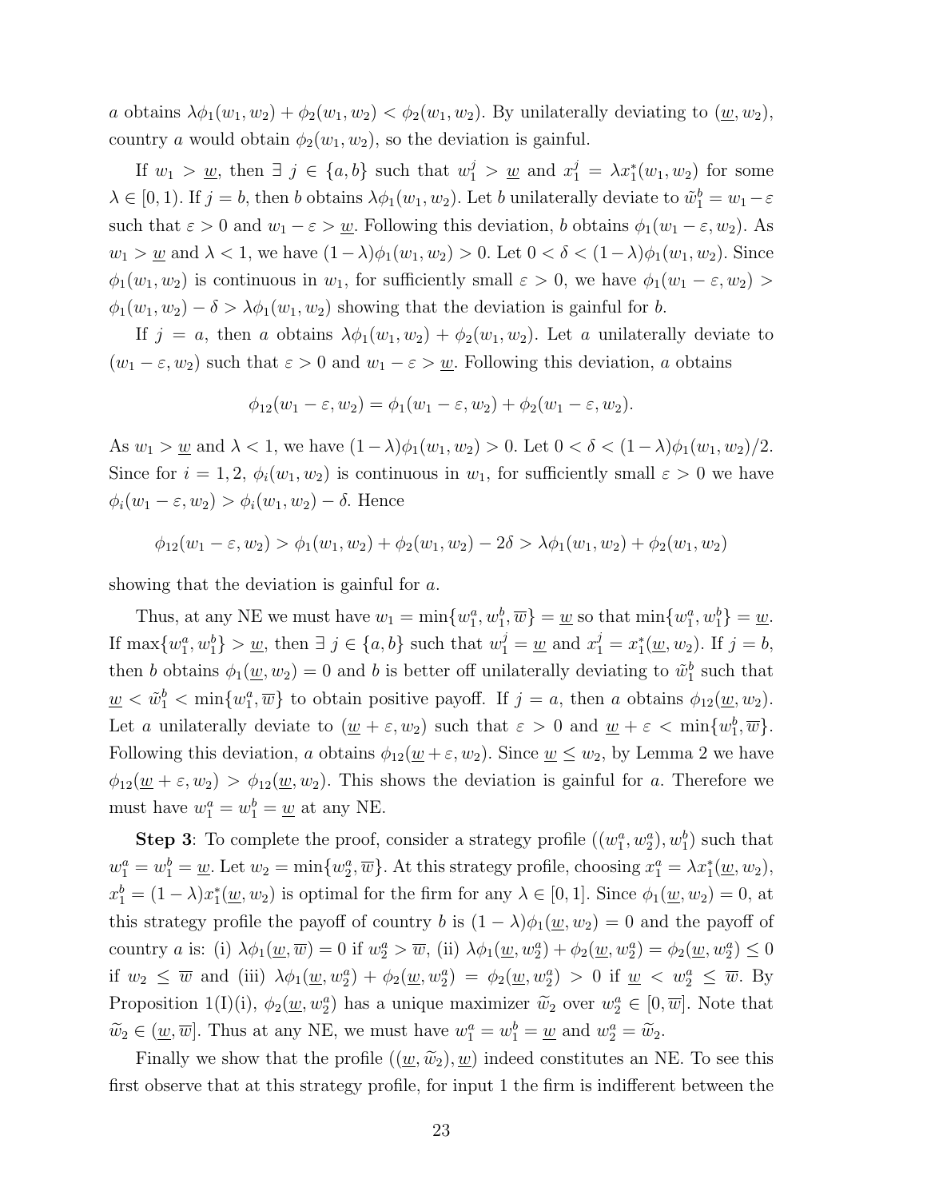$a$ obtains $\lambda\phi_1(w_1, w_2) + \phi_2(w_1, w_2) < \phi_2(w_1, w_2)$. By unilaterally deviating to $(\underline{w}, w_2)$, country $a$ would obtain $\phi_2(w_1, w_2)$, so the deviation is gainful.

If $w_1 > \underline{w}$, then $\exists\ j \in \{a, b\}$ such that $w_1^j > \underline{w}$ and $x_1^j = \lambda x_1^*(w_1, w_2)$ for some $\lambda \in [0, 1)$. If $j = b$, then $b$ obtains $\lambda\phi_1(w_1, w_2)$. Let $b$ unilaterally deviate to $\tilde{w}_1^b = w_1 - \varepsilon$ such that $\varepsilon > 0$ and $w_1 - \varepsilon > \underline{w}$. Following this deviation, $b$ obtains $\phi_1(w_1 - \varepsilon, w_2)$. As $w_1 > \underline{w}$ and $\lambda < 1$, we have $(1 - \lambda)\phi_1(w_1, w_2) > 0$. Let $0 < \delta < (1 - \lambda)\phi_1(w_1, w_2)$. Since $\phi_1(w_1, w_2)$ is continuous in $w_1$, for sufficiently small $\varepsilon > 0$, we have $\phi_1(w_1 - \varepsilon, w_2) > \phi_1(w_1, w_2) - \delta > \lambda\phi_1(w_1, w_2)$ showing that the deviation is gainful for $b$.

If $j = a$, then $a$ obtains $\lambda\phi_1(w_1, w_2) + \phi_2(w_1, w_2)$. Let $a$ unilaterally deviate to $(w_1 - \varepsilon, w_2)$ such that $\varepsilon > 0$ and $w_1 - \varepsilon > \underline{w}$. Following this deviation, $a$ obtains

$$\phi_{12}(w_1 - \varepsilon, w_2) = \phi_1(w_1 - \varepsilon, w_2) + \phi_2(w_1 - \varepsilon, w_2).$$

As $w_1 > \underline{w}$ and $\lambda < 1$, we have $(1 - \lambda)\phi_1(w_1, w_2) > 0$. Let $0 < \delta < (1 - \lambda)\phi_1(w_1, w_2)/2$. Since for $i = 1, 2$, $\phi_i(w_1, w_2)$ is continuous in $w_1$, for sufficiently small $\varepsilon > 0$ we have $\phi_i(w_1 - \varepsilon, w_2) > \phi_i(w_1, w_2) - \delta$. Hence

$$\phi_{12}(w_1 - \varepsilon, w_2) > \phi_1(w_1, w_2) + \phi_2(w_1, w_2) - 2\delta > \lambda\phi_1(w_1, w_2) + \phi_2(w_1, w_2)$$

showing that the deviation is gainful for $a$.

Thus, at any NE we must have $w_1 = \min\{w_1^a, w_1^b, \overline{w}\} = \underline{w}$ so that $\min\{w_1^a, w_1^b\} = \underline{w}$. If $\max\{w_1^a, w_1^b\} > \underline{w}$, then $\exists\ j \in \{a, b\}$ such that $w_1^j = \underline{w}$ and $x_1^j = x_1^*(\underline{w}, w_2)$. If $j = b$, then $b$ obtains $\phi_1(\underline{w}, w_2) = 0$ and $b$ is better off unilaterally deviating to $\tilde{w}_1^b$ such that $\underline{w} < \tilde{w}_1^b < \min\{w_1^a, \overline{w}\}$ to obtain positive payoff. If $j = a$, then $a$ obtains $\phi_{12}(\underline{w}, w_2)$. Let $a$ unilaterally deviate to $(\underline{w} + \varepsilon, w_2)$ such that $\varepsilon > 0$ and $\underline{w} + \varepsilon < \min\{w_1^b, \overline{w}\}$. Following this deviation, $a$ obtains $\phi_{12}(\underline{w} + \varepsilon, w_2)$. Since $\underline{w} \leq w_2$, by Lemma 2 we have $\phi_{12}(\underline{w} + \varepsilon, w_2) > \phi_{12}(\underline{w}, w_2)$. This shows the deviation is gainful for $a$. Therefore we must have $w_1^a = w_1^b = \underline{w}$ at any NE.

**Step 3**: To complete the proof, consider a strategy profile $((w_1^a, w_2^a), w_1^b)$ such that $w_1^a = w_1^b = \underline{w}$. Let $w_2 = \min\{w_2^a, \overline{w}\}$. At this strategy profile, choosing $x_1^a = \lambda x_1^*(\underline{w}, w_2)$, $x_1^b = (1 - \lambda)x_1^*(\underline{w}, w_2)$ is optimal for the firm for any $\lambda \in [0, 1]$. Since $\phi_1(\underline{w}, w_2) = 0$, at this strategy profile the payoff of country $b$ is $(1 - \lambda)\phi_1(\underline{w}, w_2) = 0$ and the payoff of country $a$ is: (i) $\lambda\phi_1(\underline{w}, \overline{w}) = 0$ if $w_2^a > \overline{w}$, (ii) $\lambda\phi_1(\underline{w}, w_2^a) + \phi_2(\underline{w}, w_2^a) = \phi_2(\underline{w}, w_2^a) \leq 0$ if $w_2 \leq \overline{w}$ and (iii) $\lambda\phi_1(\underline{w}, w_2^a) + \phi_2(\underline{w}, w_2^a) = \phi_2(\underline{w}, w_2^a) > 0$ if $\underline{w} < w_2^a \leq \overline{w}$. By Proposition 1(I)(i), $\phi_2(\underline{w}, w_2^a)$ has a unique maximizer $\widetilde{w}_2$ over $w_2^a \in [0, \overline{w}]$. Note that $\widetilde{w}_2 \in (\underline{w}, \overline{w}]$. Thus at any NE, we must have $w_1^a = w_1^b = \underline{w}$ and $w_2^a = \widetilde{w}_2$.

Finally we show that the profile $((\underline{w}, \widetilde{w}_2), \underline{w})$ indeed constitutes an NE. To see this first observe that at this strategy profile, for input 1 the firm is indifferent between the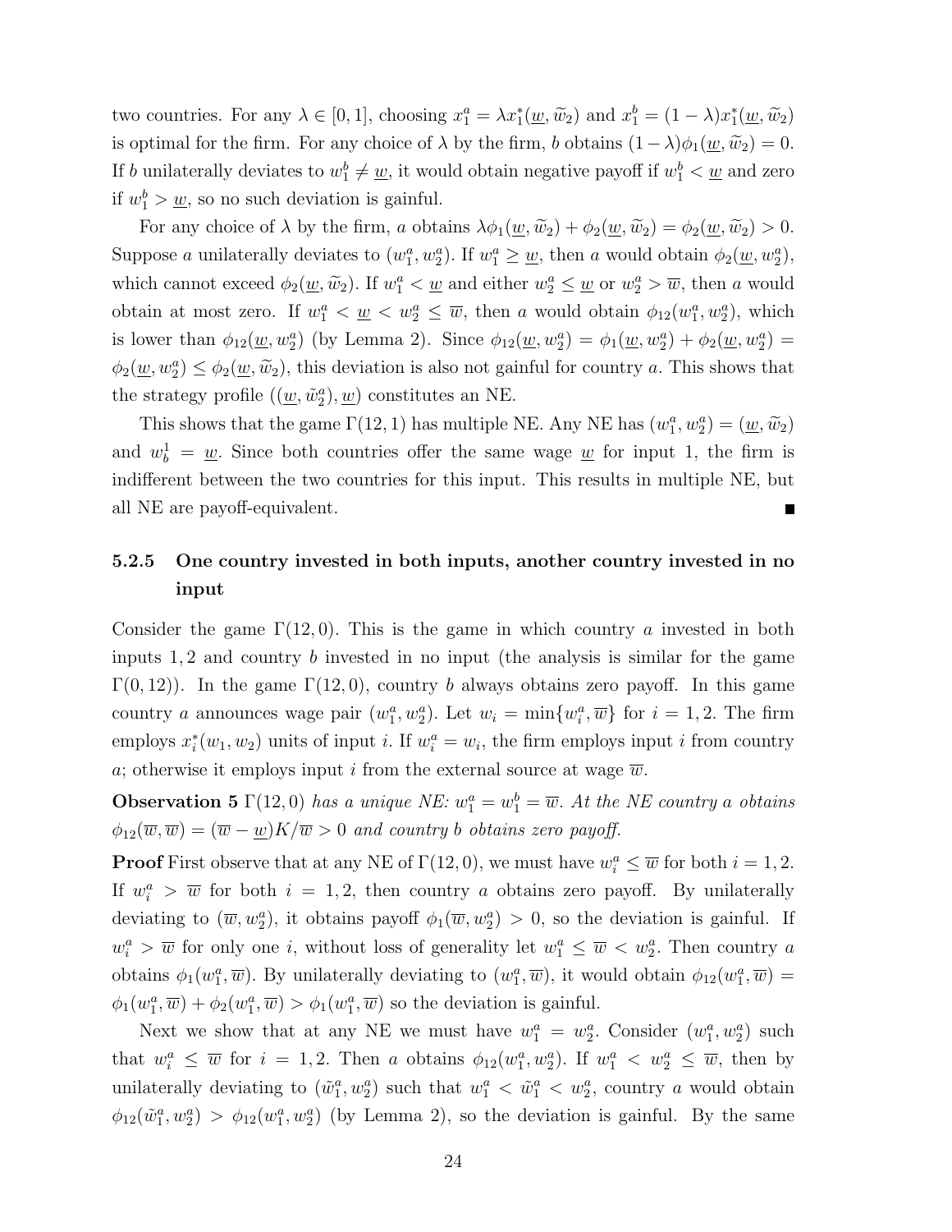two countries. For any $\lambda \in [0,1]$, choosing $x_1^a = \lambda x_1^*(\underline{w}, \widetilde{w}_2)$ and $x_1^b = (1-\lambda)x_1^*(\underline{w}, \widetilde{w}_2)$ is optimal for the firm. For any choice of $\lambda$ by the firm, $b$ obtains $(1-\lambda)\phi_1(\underline{w}, \widetilde{w}_2) = 0$. If $b$ unilaterally deviates to $w_1^b \neq \underline{w}$, it would obtain negative payoff if $w_1^b < \underline{w}$ and zero if $w_1^b > \underline{w}$, so no such deviation is gainful.

For any choice of $\lambda$ by the firm, $a$ obtains $\lambda\phi_1(\underline{w}, \widetilde{w}_2) + \phi_2(\underline{w}, \widetilde{w}_2) = \phi_2(\underline{w}, \widetilde{w}_2) > 0$. Suppose $a$ unilaterally deviates to $(w_1^a, w_2^a)$. If $w_1^a \geq \underline{w}$, then $a$ would obtain $\phi_2(\underline{w}, w_2^a)$, which cannot exceed $\phi_2(\underline{w}, \widetilde{w}_2)$. If $w_1^a < \underline{w}$ and either $w_2^a \leq \underline{w}$ or $w_2^a > \overline{w}$, then $a$ would obtain at most zero. If $w_1^a < \underline{w} < w_2^a \leq \overline{w}$, then $a$ would obtain $\phi_{12}(w_1^a, w_2^a)$, which is lower than $\phi_{12}(\underline{w}, w_2^a)$ (by Lemma 2). Since $\phi_{12}(\underline{w}, w_2^a) = \phi_1(\underline{w}, w_2^a) + \phi_2(\underline{w}, w_2^a) = \phi_2(\underline{w}, w_2^a) \leq \phi_2(\underline{w}, \widetilde{w}_2)$, this deviation is also not gainful for country $a$. This shows that the strategy profile $((\underline{w}, \tilde{w}_2^a), \underline{w})$ constitutes an NE.

This shows that the game $\Gamma(12,1)$ has multiple NE. Any NE has $(w_1^a, w_2^a) = (\underline{w}, \widetilde{w}_2)$ and $w_b^1 = \underline{w}$. Since both countries offer the same wage $\underline{w}$ for input 1, the firm is indifferent between the two countries for this input. This results in multiple NE, but all NE are payoff-equivalent. ■

### 5.2.5 One country invested in both inputs, another country invested in no input

Consider the game $\Gamma(12,0)$. This is the game in which country $a$ invested in both inputs 1, 2 and country $b$ invested in no input (the analysis is similar for the game $\Gamma(0,12)$). In the game $\Gamma(12,0)$, country $b$ always obtains zero payoff. In this game country $a$ announces wage pair $(w_1^a, w_2^a)$. Let $w_i = \min\{w_i^a, \overline{w}\}$ for $i = 1,2$. The firm employs $x_i^*(w_1, w_2)$ units of input $i$. If $w_i^a = w_i$, the firm employs input $i$ from country $a$; otherwise it employs input $i$ from the external source at wage $\overline{w}$.

**Observation 5** *$\Gamma(12,0)$ has a unique NE: $w_1^a = w_1^b = \overline{w}$. At the NE country $a$ obtains $\phi_{12}(\overline{w}, \overline{w}) = (\overline{w} - \underline{w})K/\overline{w} > 0$ and country $b$ obtains zero payoff.*

**Proof** First observe that at any NE of $\Gamma(12,0)$, we must have $w_i^a \leq \overline{w}$ for both $i = 1,2$. If $w_i^a > \overline{w}$ for both $i = 1,2$, then country $a$ obtains zero payoff. By unilaterally deviating to $(\overline{w}, w_2^a)$, it obtains payoff $\phi_1(\overline{w}, w_2^a) > 0$, so the deviation is gainful. If $w_i^a > \overline{w}$ for only one $i$, without loss of generality let $w_1^a \leq \overline{w} < w_2^a$. Then country $a$ obtains $\phi_1(w_1^a, \overline{w})$. By unilaterally deviating to $(w_1^a, \overline{w})$, it would obtain $\phi_{12}(w_1^a, \overline{w}) = \phi_1(w_1^a, \overline{w}) + \phi_2(w_1^a, \overline{w}) > \phi_1(w_1^a, \overline{w})$ so the deviation is gainful.

Next we show that at any NE we must have $w_1^a = w_2^a$. Consider $(w_1^a, w_2^a)$ such that $w_i^a \leq \overline{w}$ for $i = 1,2$. Then $a$ obtains $\phi_{12}(w_1^a, w_2^a)$. If $w_1^a < w_2^a \leq \overline{w}$, then by unilaterally deviating to $(\tilde{w}_1^a, w_2^a)$ such that $w_1^a < \tilde{w}_1^a < w_2^a$, country $a$ would obtain $\phi_{12}(\tilde{w}_1^a, w_2^a) > \phi_{12}(w_1^a, w_2^a)$ (by Lemma 2), so the deviation is gainful. By the same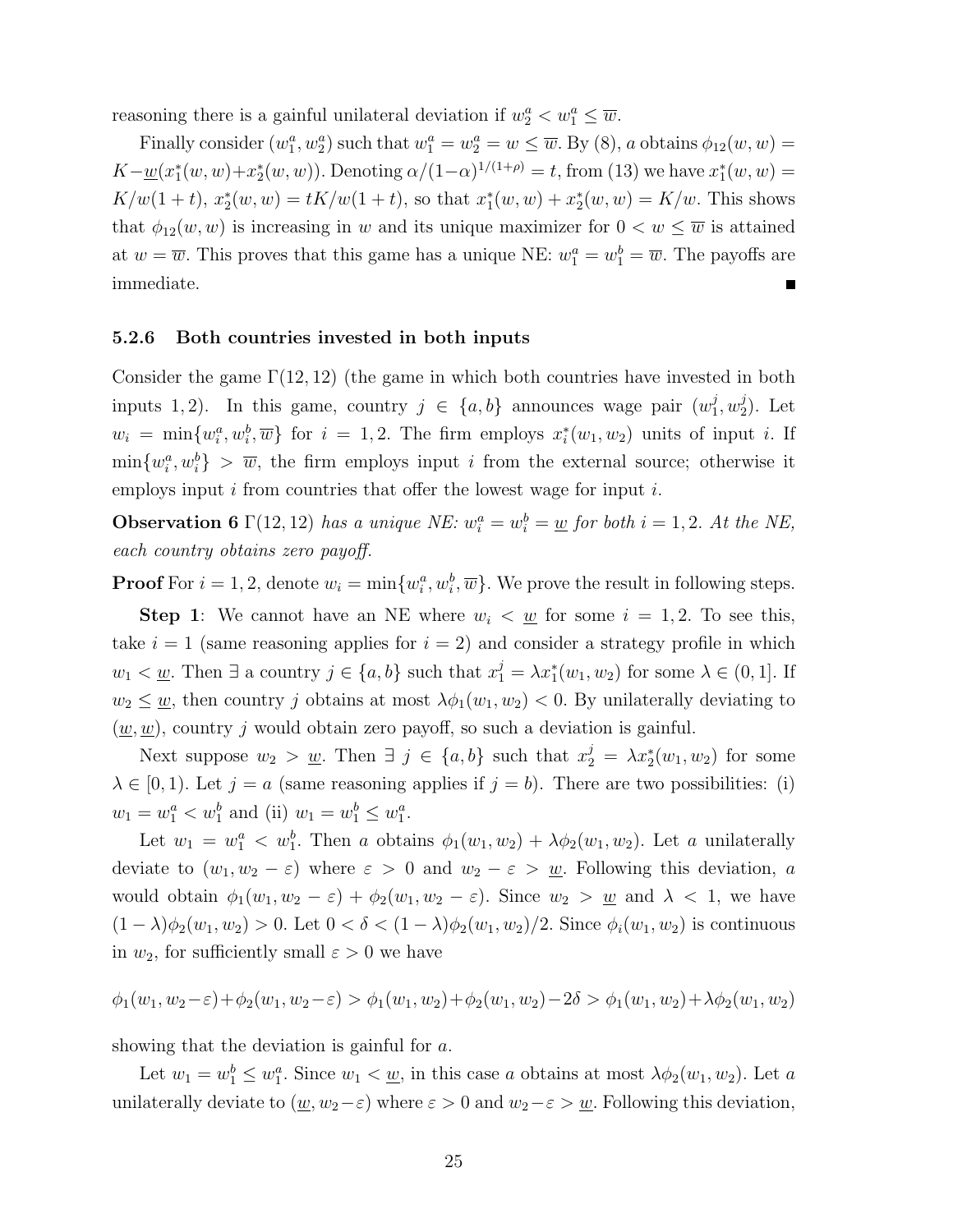reasoning there is a gainful unilateral deviation if $w_2^a < w_1^a \leq \overline{w}$.

Finally consider $(w_1^a, w_2^a)$ such that $w_1^a = w_2^a = w \leq \overline{w}$. By (8), $a$ obtains $\phi_{12}(w, w) = K - \underline{w}(x_1^*(w, w) + x_2^*(w, w))$. Denoting $\alpha/(1-\alpha)^{1/(1+\rho)} = t$, from (13) we have $x_1^*(w, w) = K/w(1+t)$, $x_2^*(w, w) = tK/w(1+t)$, so that $x_1^*(w, w) + x_2^*(w, w) = K/w$. This shows that $\phi_{12}(w, w)$ is increasing in $w$ and its unique maximizer for $0 < w \leq \overline{w}$ is attained at $w = \overline{w}$. This proves that this game has a unique NE: $w_1^a = w_1^b = \overline{w}$. The payoffs are immediate. ∎

### 5.2.6 Both countries invested in both inputs

Consider the game $\Gamma(12, 12)$ (the game in which both countries have invested in both inputs 1, 2). In this game, country $j \in \{a, b\}$ announces wage pair $(w_1^j, w_2^j)$. Let $w_i = \min\{w_i^a, w_i^b, \overline{w}\}$ for $i = 1, 2$. The firm employs $x_i^*(w_1, w_2)$ units of input $i$. If $\min\{w_i^a, w_i^b\} > \overline{w}$, the firm employs input $i$ from the external source; otherwise it employs input $i$ from countries that offer the lowest wage for input $i$.

**Observation 6** *$\Gamma(12, 12)$ has a unique NE: $w_i^a = w_i^b = \underline{w}$ for both $i = 1, 2$. At the NE, each country obtains zero payoff.*

**Proof** For $i = 1, 2$, denote $w_i = \min\{w_i^a, w_i^b, \overline{w}\}$. We prove the result in following steps.

**Step 1**: We cannot have an NE where $w_i < \underline{w}$ for some $i = 1, 2$. To see this, take $i = 1$ (same reasoning applies for $i = 2$) and consider a strategy profile in which $w_1 < \underline{w}$. Then $\exists$ a country $j \in \{a, b\}$ such that $x_1^j = \lambda x_1^*(w_1, w_2)$ for some $\lambda \in (0, 1]$. If $w_2 \leq \underline{w}$, then country $j$ obtains at most $\lambda \phi_1(w_1, w_2) < 0$. By unilaterally deviating to $(\underline{w}, \underline{w})$, country $j$ would obtain zero payoff, so such a deviation is gainful.

Next suppose $w_2 > \underline{w}$. Then $\exists\, j \in \{a, b\}$ such that $x_2^j = \lambda x_2^*(w_1, w_2)$ for some $\lambda \in [0, 1)$. Let $j = a$ (same reasoning applies if $j = b$). There are two possibilities: (i) $w_1 = w_1^a < w_1^b$ and (ii) $w_1 = w_1^b \leq w_1^a$.

Let $w_1 = w_1^a < w_1^b$. Then $a$ obtains $\phi_1(w_1, w_2) + \lambda \phi_2(w_1, w_2)$. Let $a$ unilaterally deviate to $(w_1, w_2 - \varepsilon)$ where $\varepsilon > 0$ and $w_2 - \varepsilon > \underline{w}$. Following this deviation, $a$ would obtain $\phi_1(w_1, w_2 - \varepsilon) + \phi_2(w_1, w_2 - \varepsilon)$. Since $w_2 > \underline{w}$ and $\lambda < 1$, we have $(1 - \lambda)\phi_2(w_1, w_2) > 0$. Let $0 < \delta < (1 - \lambda)\phi_2(w_1, w_2)/2$. Since $\phi_i(w_1, w_2)$ is continuous in $w_2$, for sufficiently small $\varepsilon > 0$ we have

$$\phi_1(w_1, w_2 - \varepsilon) + \phi_2(w_1, w_2 - \varepsilon) > \phi_1(w_1, w_2) + \phi_2(w_1, w_2) - 2\delta > \phi_1(w_1, w_2) + \lambda \phi_2(w_1, w_2)$$

showing that the deviation is gainful for $a$.

Let $w_1 = w_1^b \leq w_1^a$. Since $w_1 < \underline{w}$, in this case $a$ obtains at most $\lambda \phi_2(w_1, w_2)$. Let $a$ unilaterally deviate to $(\underline{w}, w_2 - \varepsilon)$ where $\varepsilon > 0$ and $w_2 - \varepsilon > \underline{w}$. Following this deviation,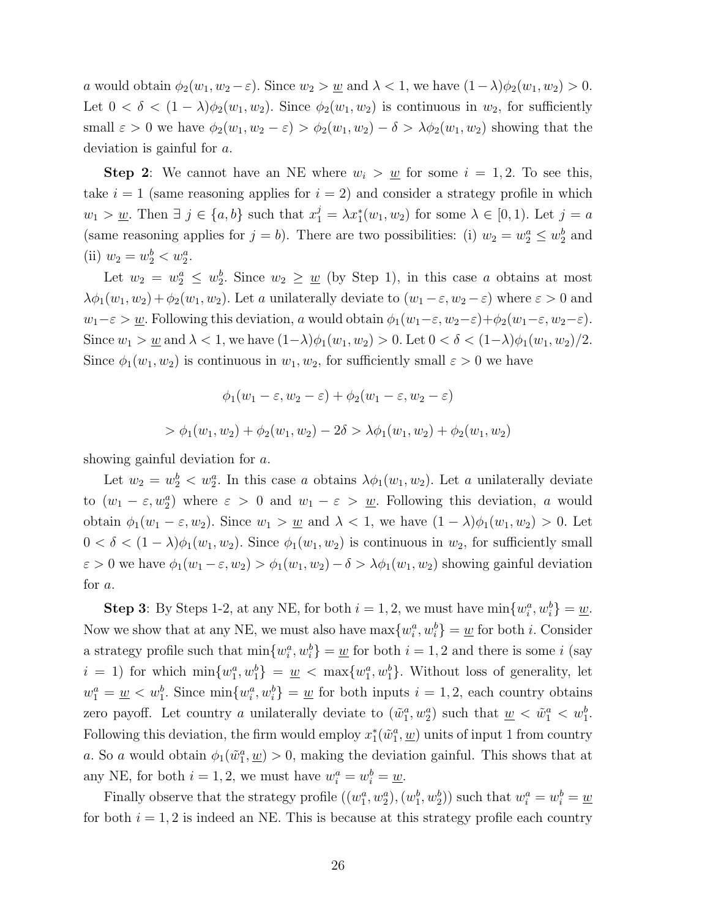$a$ would obtain $\phi_2(w_1, w_2 - \varepsilon)$. Since $w_2 > \underline{w}$ and $\lambda < 1$, we have $(1-\lambda)\phi_2(w_1, w_2) > 0$. Let $0 < \delta < (1-\lambda)\phi_2(w_1, w_2)$. Since $\phi_2(w_1, w_2)$ is continuous in $w_2$, for sufficiently small $\varepsilon > 0$ we have $\phi_2(w_1, w_2 - \varepsilon) > \phi_2(w_1, w_2) - \delta > \lambda\phi_2(w_1, w_2)$ showing that the deviation is gainful for $a$.

**Step 2**: We cannot have an NE where $w_i > \underline{w}$ for some $i = 1, 2$. To see this, take $i = 1$ (same reasoning applies for $i = 2$) and consider a strategy profile in which $w_1 > \underline{w}$. Then $\exists\ j \in \{a, b\}$ such that $x_1^j = \lambda x_1^*(w_1, w_2)$ for some $\lambda \in [0, 1)$. Let $j = a$ (same reasoning applies for $j = b$). There are two possibilities: (i) $w_2 = w_2^a \leq w_2^b$ and (ii) $w_2 = w_2^b < w_2^a$.

Let $w_2 = w_2^a \leq w_2^b$. Since $w_2 \geq \underline{w}$ (by Step 1), in this case $a$ obtains at most $\lambda\phi_1(w_1, w_2) + \phi_2(w_1, w_2)$. Let $a$ unilaterally deviate to $(w_1 - \varepsilon, w_2 - \varepsilon)$ where $\varepsilon > 0$ and $w_1 - \varepsilon > \underline{w}$. Following this deviation, $a$ would obtain $\phi_1(w_1-\varepsilon, w_2-\varepsilon)+\phi_2(w_1-\varepsilon, w_2-\varepsilon)$. Since $w_1 > \underline{w}$ and $\lambda < 1$, we have $(1-\lambda)\phi_1(w_1, w_2) > 0$. Let $0 < \delta < (1-\lambda)\phi_1(w_1, w_2)/2$. Since $\phi_1(w_1, w_2)$ is continuous in $w_1, w_2$, for sufficiently small $\varepsilon > 0$ we have

$$\phi_1(w_1 - \varepsilon, w_2 - \varepsilon) + \phi_2(w_1 - \varepsilon, w_2 - \varepsilon)$$

$$> \phi_1(w_1, w_2) + \phi_2(w_1, w_2) - 2\delta > \lambda\phi_1(w_1, w_2) + \phi_2(w_1, w_2)$$

showing gainful deviation for $a$.

Let $w_2 = w_2^b < w_2^a$. In this case $a$ obtains $\lambda\phi_1(w_1, w_2)$. Let $a$ unilaterally deviate to $(w_1 - \varepsilon, w_2^a)$ where $\varepsilon > 0$ and $w_1 - \varepsilon > \underline{w}$. Following this deviation, $a$ would obtain $\phi_1(w_1 - \varepsilon, w_2)$. Since $w_1 > \underline{w}$ and $\lambda < 1$, we have $(1 - \lambda)\phi_1(w_1, w_2) > 0$. Let $0 < \delta < (1 - \lambda)\phi_1(w_1, w_2)$. Since $\phi_1(w_1, w_2)$ is continuous in $w_2$, for sufficiently small $\varepsilon > 0$ we have $\phi_1(w_1 - \varepsilon, w_2) > \phi_1(w_1, w_2) - \delta > \lambda\phi_1(w_1, w_2)$ showing gainful deviation for $a$.

**Step 3**: By Steps 1-2, at any NE, for both $i = 1, 2$, we must have $\min\{w_i^a, w_i^b\} = \underline{w}$. Now we show that at any NE, we must also have $\max\{w_i^a, w_i^b\} = \underline{w}$ for both $i$. Consider a strategy profile such that $\min\{w_i^a, w_i^b\} = \underline{w}$ for both $i = 1, 2$ and there is some $i$ (say $i = 1$) for which $\min\{w_1^a, w_1^b\} = \underline{w} < \max\{w_1^a, w_1^b\}$. Without loss of generality, let $w_1^a = \underline{w} < w_1^b$. Since $\min\{w_i^a, w_i^b\} = \underline{w}$ for both inputs $i = 1, 2$, each country obtains zero payoff. Let country $a$ unilaterally deviate to $(\tilde{w}_1^a, w_2^a)$ such that $\underline{w} < \tilde{w}_1^a < w_1^b$. Following this deviation, the firm would employ $x_1^*(\tilde{w}_1^a, \underline{w})$ units of input 1 from country $a$. So $a$ would obtain $\phi_1(\tilde{w}_1^a, \underline{w}) > 0$, making the deviation gainful. This shows that at any NE, for both $i = 1, 2$, we must have $w_i^a = w_i^b = \underline{w}$.

Finally observe that the strategy profile $((w_1^a, w_2^a), (w_1^b, w_2^b))$ such that $w_i^a = w_i^b = \underline{w}$ for both $i = 1, 2$ is indeed an NE. This is because at this strategy profile each country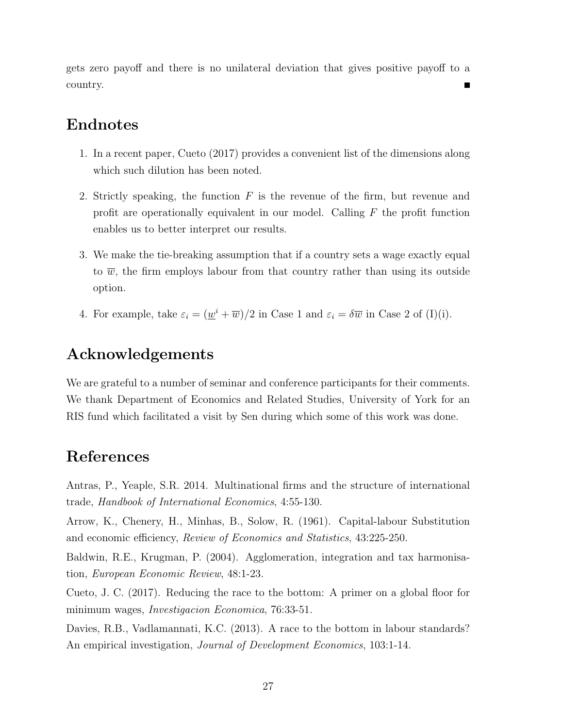gets zero payoff and there is no unilateral deviation that gives positive payoff to a country. ■

## Endnotes

1. In a recent paper, Cueto (2017) provides a convenient list of the dimensions along which such dilution has been noted.

2. Strictly speaking, the function $F$ is the revenue of the firm, but revenue and profit are operationally equivalent in our model. Calling $F$ the profit function enables us to better interpret our results.

3. We make the tie-breaking assumption that if a country sets a wage exactly equal to $\overline{w}$, the firm employs labour from that country rather than using its outside option.

4. For example, take $\varepsilon_i = (\underline{w}^i + \overline{w})/2$ in Case 1 and $\varepsilon_i = \delta\overline{w}$ in Case 2 of (I)(i).

## Acknowledgements

We are grateful to a number of seminar and conference participants for their comments. We thank Department of Economics and Related Studies, University of York for an RIS fund which facilitated a visit by Sen during which some of this work was done.

## References

Antras, P., Yeaple, S.R. 2014. Multinational firms and the structure of international trade, *Handbook of International Economics*, 4:55-130.

Arrow, K., Chenery, H., Minhas, B., Solow, R. (1961). Capital-labour Substitution and economic efficiency, *Review of Economics and Statistics*, 43:225-250.

Baldwin, R.E., Krugman, P. (2004). Agglomeration, integration and tax harmonisation, *European Economic Review*, 48:1-23.

Cueto, J. C. (2017). Reducing the race to the bottom: A primer on a global floor for minimum wages, *Investigacion Economica*, 76:33-51.

Davies, R.B., Vadlamannati, K.C. (2013). A race to the bottom in labour standards? An empirical investigation, *Journal of Development Economics*, 103:1-14.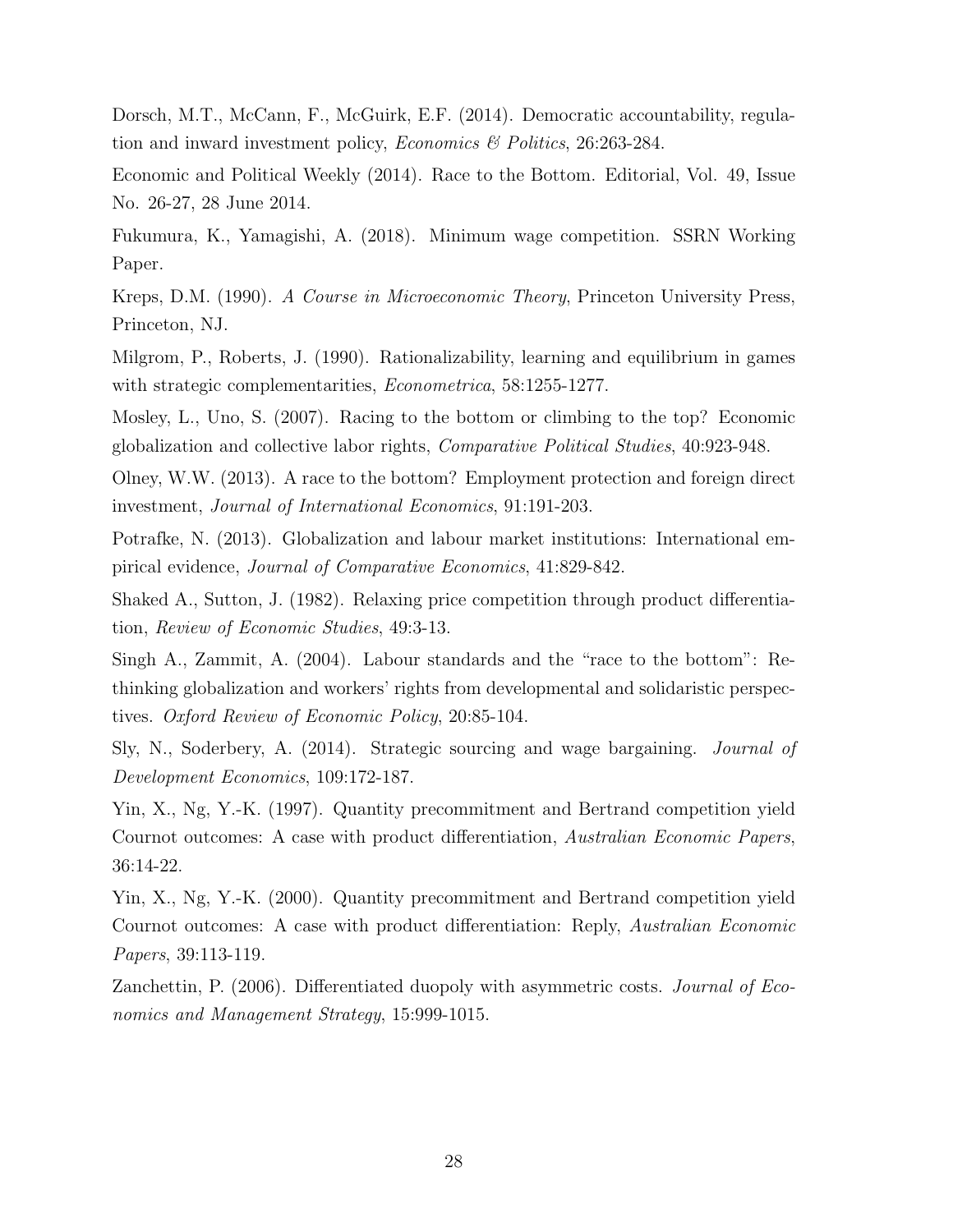Dorsch, M.T., McCann, F., McGuirk, E.F. (2014). Democratic accountability, regulation and inward investment policy, *Economics & Politics*, 26:263-284.

Economic and Political Weekly (2014). Race to the Bottom. Editorial, Vol. 49, Issue No. 26-27, 28 June 2014.

Fukumura, K., Yamagishi, A. (2018). Minimum wage competition. SSRN Working Paper.

Kreps, D.M. (1990). *A Course in Microeconomic Theory*, Princeton University Press, Princeton, NJ.

Milgrom, P., Roberts, J. (1990). Rationalizability, learning and equilibrium in games with strategic complementarities, *Econometrica*, 58:1255-1277.

Mosley, L., Uno, S. (2007). Racing to the bottom or climbing to the top? Economic globalization and collective labor rights, *Comparative Political Studies*, 40:923-948.

Olney, W.W. (2013). A race to the bottom? Employment protection and foreign direct investment, *Journal of International Economics*, 91:191-203.

Potrafke, N. (2013). Globalization and labour market institutions: International empirical evidence, *Journal of Comparative Economics*, 41:829-842.

Shaked A., Sutton, J. (1982). Relaxing price competition through product differentiation, *Review of Economic Studies*, 49:3-13.

Singh A., Zammit, A. (2004). Labour standards and the "race to the bottom": Rethinking globalization and workers' rights from developmental and solidaristic perspectives. *Oxford Review of Economic Policy*, 20:85-104.

Sly, N., Soderbery, A. (2014). Strategic sourcing and wage bargaining. *Journal of Development Economics*, 109:172-187.

Yin, X., Ng, Y.-K. (1997). Quantity precommitment and Bertrand competition yield Cournot outcomes: A case with product differentiation, *Australian Economic Papers*, 36:14-22.

Yin, X., Ng, Y.-K. (2000). Quantity precommitment and Bertrand competition yield Cournot outcomes: A case with product differentiation: Reply, *Australian Economic Papers*, 39:113-119.

Zanchettin, P. (2006). Differentiated duopoly with asymmetric costs. *Journal of Economics and Management Strategy*, 15:999-1015.